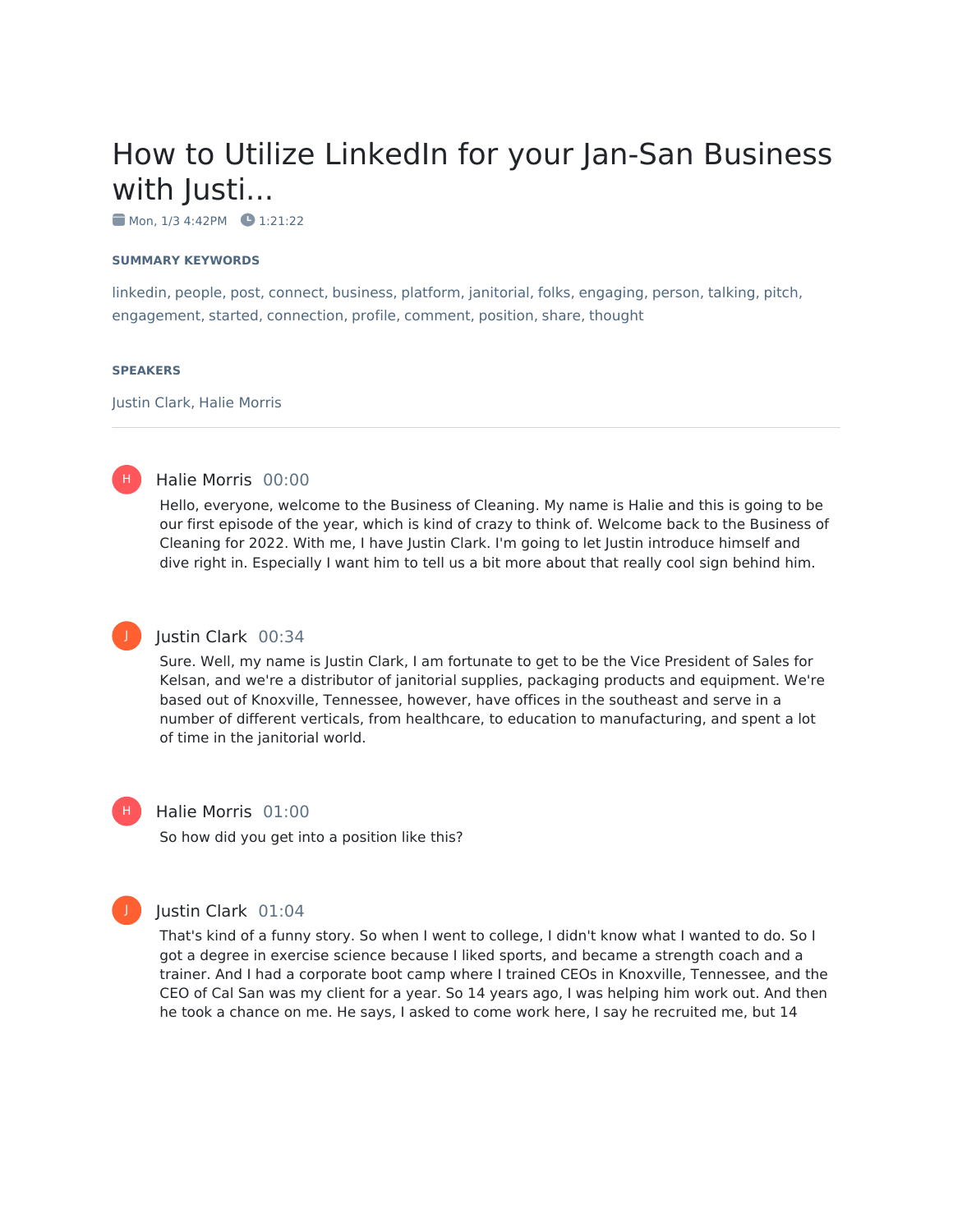# How to Utilize LinkedIn for your Jan-San Business with Justi...

Mon, 1/3 4:42PM   1:21:22

**SUMMARY KEYWORDS**

linkedin, people, post, connect, business, platform, janitorial, folks, engaging, person, talking, pitch, engagement, started, connection, profile, comment, position, share, thought

**SPEAKERS**

Justin Clark, Halie Morris

---

**Halie Morris** 00:00

Hello, everyone, welcome to the Business of Cleaning. My name is Halie and this is going to be our first episode of the year, which is kind of crazy to think of. Welcome back to the Business of Cleaning for 2022. With me, I have Justin Clark. I'm going to let Justin introduce himself and dive right in. Especially I want him to tell us a bit more about that really cool sign behind him.

**Justin Clark** 00:34

Sure. Well, my name is Justin Clark, I am fortunate to get to be the Vice President of Sales for Kelsan, and we're a distributor of janitorial supplies, packaging products and equipment. We're based out of Knoxville, Tennessee, however, have offices in the southeast and serve in a number of different verticals, from healthcare, to education to manufacturing, and spent a lot of time in the janitorial world.

**Halie Morris** 01:00

So how did you get into a position like this?

**Justin Clark** 01:04

That's kind of a funny story. So when I went to college, I didn't know what I wanted to do. So I got a degree in exercise science because I liked sports, and became a strength coach and a trainer. And I had a corporate boot camp where I trained CEOs in Knoxville, Tennessee, and the CEO of Cal San was my client for a year. So 14 years ago, I was helping him work out. And then he took a chance on me. He says, I asked to come work here, I say he recruited me, but 14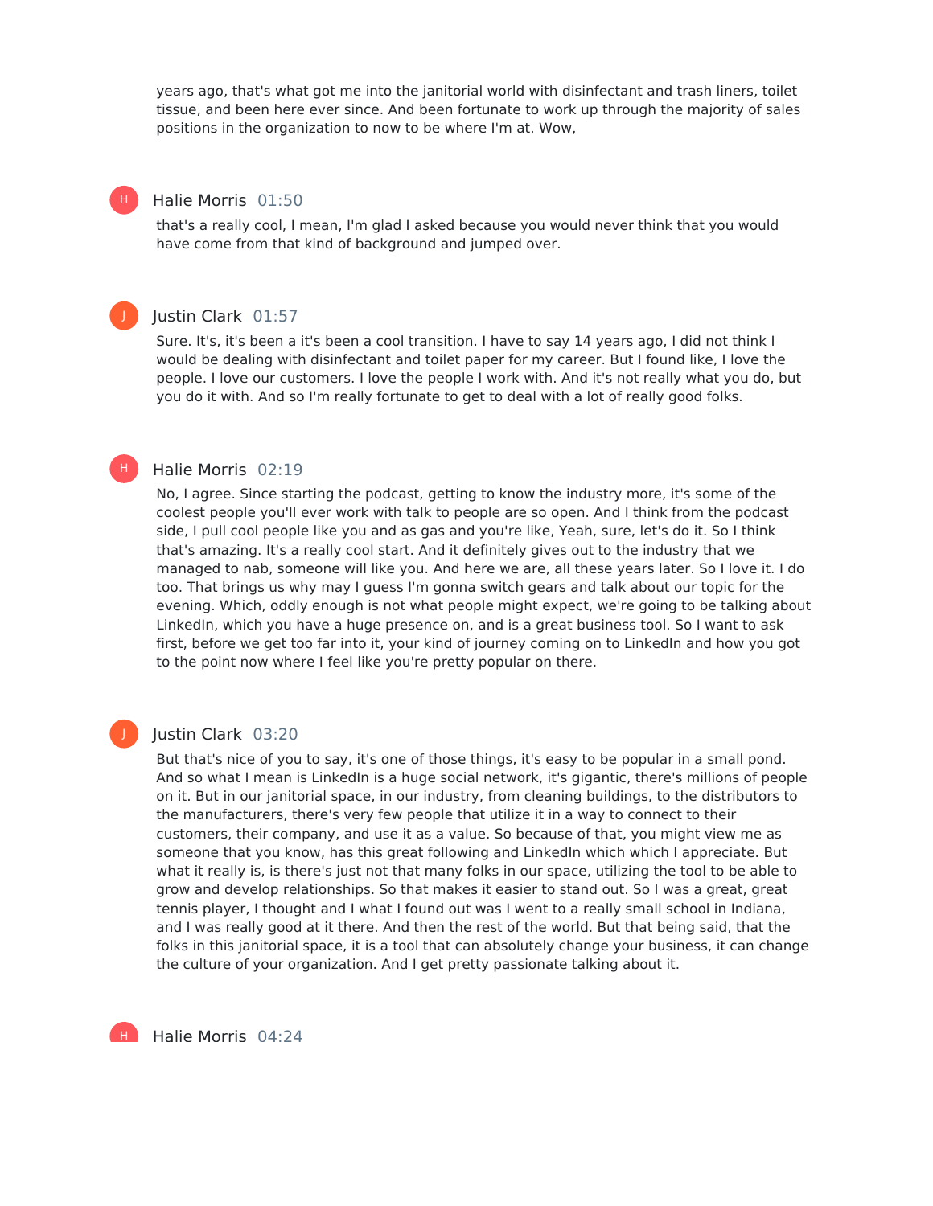years ago, that's what got me into the janitorial world with disinfectant and trash liners, toilet tissue, and been here ever since. And been fortunate to work up through the majority of sales positions in the organization to now to be where I'm at. Wow,

**Halie Morris** 01:50

that's a really cool, I mean, I'm glad I asked because you would never think that you would have come from that kind of background and jumped over.

**Justin Clark** 01:57

Sure. It's, it's been a it's been a cool transition. I have to say 14 years ago, I did not think I would be dealing with disinfectant and toilet paper for my career. But I found like, I love the people. I love our customers. I love the people I work with. And it's not really what you do, but you do it with. And so I'm really fortunate to get to deal with a lot of really good folks.

**Halie Morris** 02:19

No, I agree. Since starting the podcast, getting to know the industry more, it's some of the coolest people you'll ever work with talk to people are so open. And I think from the podcast side, I pull cool people like you and as gas and you're like, Yeah, sure, let's do it. So I think that's amazing. It's a really cool start. And it definitely gives out to the industry that we managed to nab, someone will like you. And here we are, all these years later. So I love it. I do too. That brings us why may I guess I'm gonna switch gears and talk about our topic for the evening. Which, oddly enough is not what people might expect, we're going to be talking about LinkedIn, which you have a huge presence on, and is a great business tool. So I want to ask first, before we get too far into it, your kind of journey coming on to LinkedIn and how you got to the point now where I feel like you're pretty popular on there.

**Justin Clark** 03:20

But that's nice of you to say, it's one of those things, it's easy to be popular in a small pond. And so what I mean is LinkedIn is a huge social network, it's gigantic, there's millions of people on it. But in our janitorial space, in our industry, from cleaning buildings, to the distributors to the manufacturers, there's very few people that utilize it in a way to connect to their customers, their company, and use it as a value. So because of that, you might view me as someone that you know, has this great following and LinkedIn which which I appreciate. But what it really is, is there's just not that many folks in our space, utilizing the tool to be able to grow and develop relationships. So that makes it easier to stand out. So I was a great, great tennis player, I thought and I what I found out was I went to a really small school in Indiana, and I was really good at it there. And then the rest of the world. But that being said, that the folks in this janitorial space, it is a tool that can absolutely change your business, it can change the culture of your organization. And I get pretty passionate talking about it.

**Halie Morris** 04:24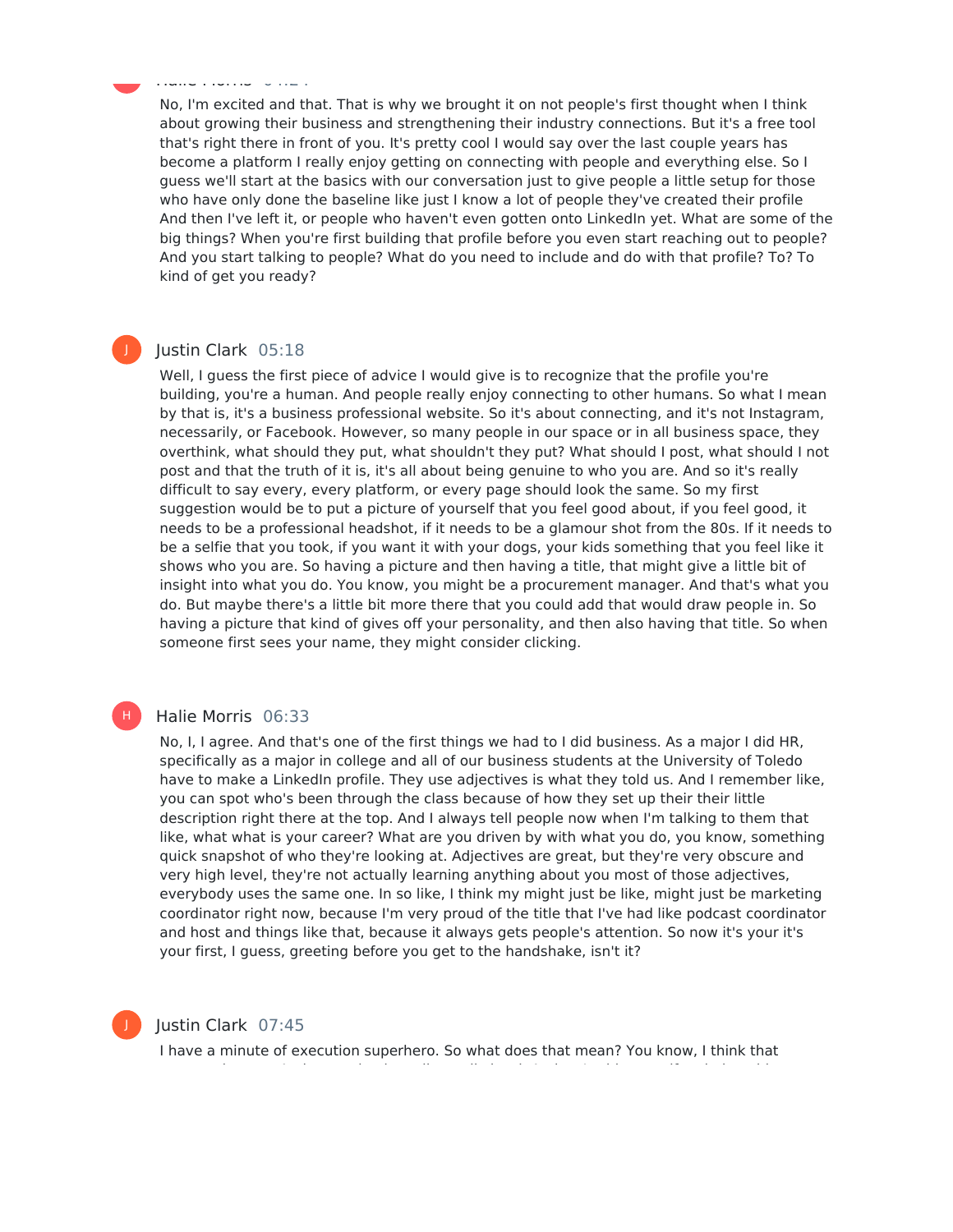No, I'm excited and that. That is why we brought it on not people's first thought when I think about growing their business and strengthening their industry connections. But it's a free tool that's right there in front of you. It's pretty cool I would say over the last couple years has become a platform I really enjoy getting on connecting with people and everything else. So I guess we'll start at the basics with our conversation just to give people a little setup for those who have only done the baseline like just I know a lot of people they've created their profile And then I've left it, or people who haven't even gotten onto LinkedIn yet. What are some of the big things? When you're first building that profile before you even start reaching out to people? And you start talking to people? What do you need to include and do with that profile? To? To kind of get you ready?

**Justin Clark** 05:18

Well, I guess the first piece of advice I would give is to recognize that the profile you're building, you're a human. And people really enjoy connecting to other humans. So what I mean by that is, it's a business professional website. So it's about connecting, and it's not Instagram, necessarily, or Facebook. However, so many people in our space or in all business space, they overthink, what should they put, what shouldn't they put? What should I post, what should I not post and that the truth of it is, it's all about being genuine to who you are. And so it's really difficult to say every, every platform, or every page should look the same. So my first suggestion would be to put a picture of yourself that you feel good about, if you feel good, it needs to be a professional headshot, if it needs to be a glamour shot from the 80s. If it needs to be a selfie that you took, if you want it with your dogs, your kids something that you feel like it shows who you are. So having a picture and then having a title, that might give a little bit of insight into what you do. You know, you might be a procurement manager. And that's what you do. But maybe there's a little bit more there that you could add that would draw people in. So having a picture that kind of gives off your personality, and then also having that title. So when someone first sees your name, they might consider clicking.

**Halie Morris** 06:33

No, I, I agree. And that's one of the first things we had to I did business. As a major I did HR, specifically as a major in college and all of our business students at the University of Toledo have to make a LinkedIn profile. They use adjectives is what they told us. And I remember like, you can spot who's been through the class because of how they set up their their little description right there at the top. And I always tell people now when I'm talking to them that like, what what is your career? What are you driven by with what you do, you know, something quick snapshot of who they're looking at. Adjectives are great, but they're very obscure and very high level, they're not actually learning anything about you most of those adjectives, everybody uses the same one. In so like, I think my might just be like, might just be marketing coordinator right now, because I'm very proud of the title that I've had like podcast coordinator and host and things like that, because it always gets people's attention. So now it's your it's your first, I guess, greeting before you get to the handshake, isn't it?

**Justin Clark** 07:45

I have a minute of execution superhero. So what does that mean? You know, I think that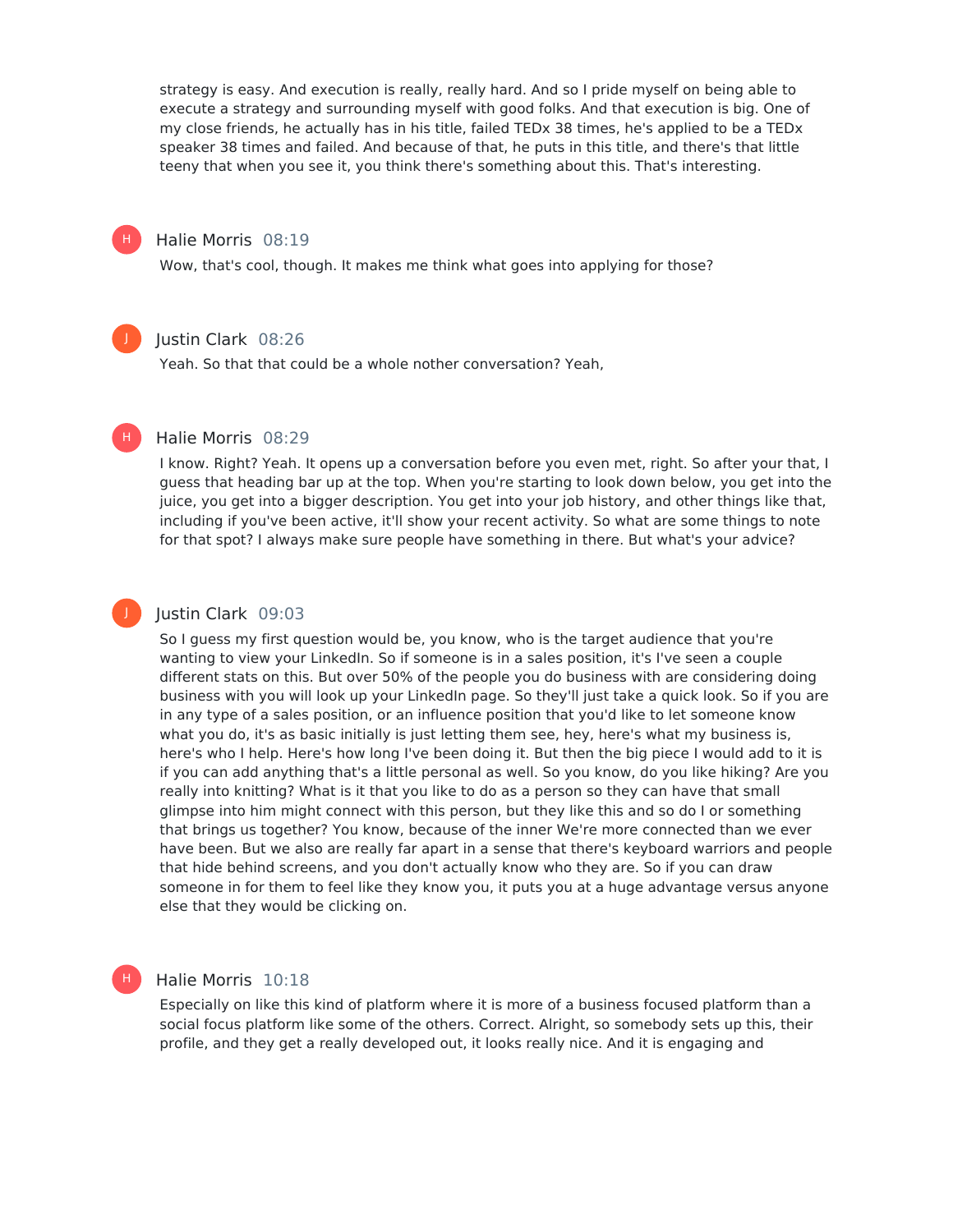strategy is easy. And execution is really, really hard. And so I pride myself on being able to execute a strategy and surrounding myself with good folks. And that execution is big. One of my close friends, he actually has in his title, failed TEDx 38 times, he's applied to be a TEDx speaker 38 times and failed. And because of that, he puts in this title, and there's that little teeny that when you see it, you think there's something about this. That's interesting.

**Halie Morris** 08:19

Wow, that's cool, though. It makes me think what goes into applying for those?

**Justin Clark** 08:26

Yeah. So that that could be a whole nother conversation? Yeah,

**Halie Morris** 08:29

I know. Right? Yeah. It opens up a conversation before you even met, right. So after your that, I guess that heading bar up at the top. When you're starting to look down below, you get into the juice, you get into a bigger description. You get into your job history, and other things like that, including if you've been active, it'll show your recent activity. So what are some things to note for that spot? I always make sure people have something in there. But what's your advice?

**Justin Clark** 09:03

So I guess my first question would be, you know, who is the target audience that you're wanting to view your LinkedIn. So if someone is in a sales position, it's I've seen a couple different stats on this. But over 50% of the people you do business with are considering doing business with you will look up your LinkedIn page. So they'll just take a quick look. So if you are in any type of a sales position, or an influence position that you'd like to let someone know what you do, it's as basic initially is just letting them see, hey, here's what my business is, here's who I help. Here's how long I've been doing it. But then the big piece I would add to it is if you can add anything that's a little personal as well. So you know, do you like hiking? Are you really into knitting? What is it that you like to do as a person so they can have that small glimpse into him might connect with this person, but they like this and so do I or something that brings us together? You know, because of the inner We're more connected than we ever have been. But we also are really far apart in a sense that there's keyboard warriors and people that hide behind screens, and you don't actually know who they are. So if you can draw someone in for them to feel like they know you, it puts you at a huge advantage versus anyone else that they would be clicking on.

**Halie Morris** 10:18

Especially on like this kind of platform where it is more of a business focused platform than a social focus platform like some of the others. Correct. Alright, so somebody sets up this, their profile, and they get a really developed out, it looks really nice. And it is engaging and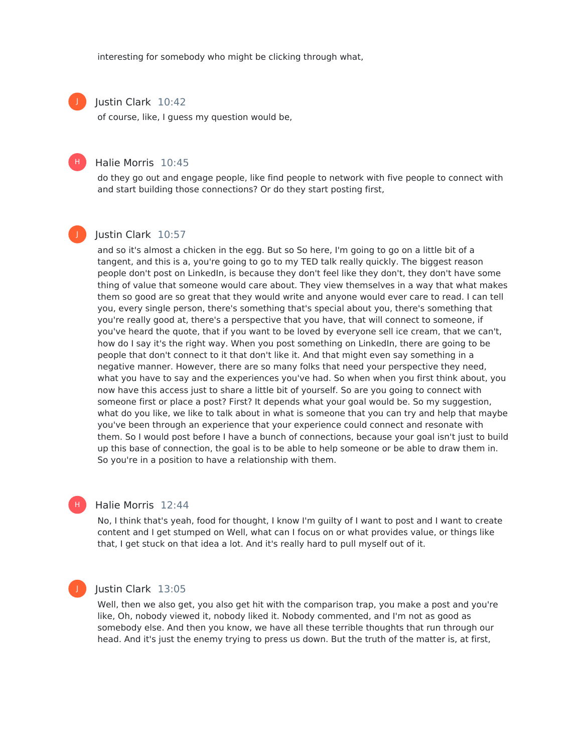interesting for somebody who might be clicking through what,

**Justin Clark** 10:42

of course, like, I guess my question would be,

**Halie Morris** 10:45

do they go out and engage people, like find people to network with five people to connect with and start building those connections? Or do they start posting first,

**Justin Clark** 10:57

and so it's almost a chicken in the egg. But so So here, I'm going to go on a little bit of a tangent, and this is a, you're going to go to my TED talk really quickly. The biggest reason people don't post on LinkedIn, is because they don't feel like they don't, they don't have some thing of value that someone would care about. They view themselves in a way that what makes them so good are so great that they would write and anyone would ever care to read. I can tell you, every single person, there's something that's special about you, there's something that you're really good at, there's a perspective that you have, that will connect to someone, if you've heard the quote, that if you want to be loved by everyone sell ice cream, that we can't, how do I say it's the right way. When you post something on LinkedIn, there are going to be people that don't connect to it that don't like it. And that might even say something in a negative manner. However, there are so many folks that need your perspective they need, what you have to say and the experiences you've had. So when when you first think about, you now have this access just to share a little bit of yourself. So are you going to connect with someone first or place a post? First? It depends what your goal would be. So my suggestion, what do you like, we like to talk about in what is someone that you can try and help that maybe you've been through an experience that your experience could connect and resonate with them. So I would post before I have a bunch of connections, because your goal isn't just to build up this base of connection, the goal is to be able to help someone or be able to draw them in. So you're in a position to have a relationship with them.

**Halie Morris** 12:44

No, I think that's yeah, food for thought, I know I'm guilty of I want to post and I want to create content and I get stumped on Well, what can I focus on or what provides value, or things like that, I get stuck on that idea a lot. And it's really hard to pull myself out of it.

**Justin Clark** 13:05

Well, then we also get, you also get hit with the comparison trap, you make a post and you're like, Oh, nobody viewed it, nobody liked it. Nobody commented, and I'm not as good as somebody else. And then you know, we have all these terrible thoughts that run through our head. And it's just the enemy trying to press us down. But the truth of the matter is, at first,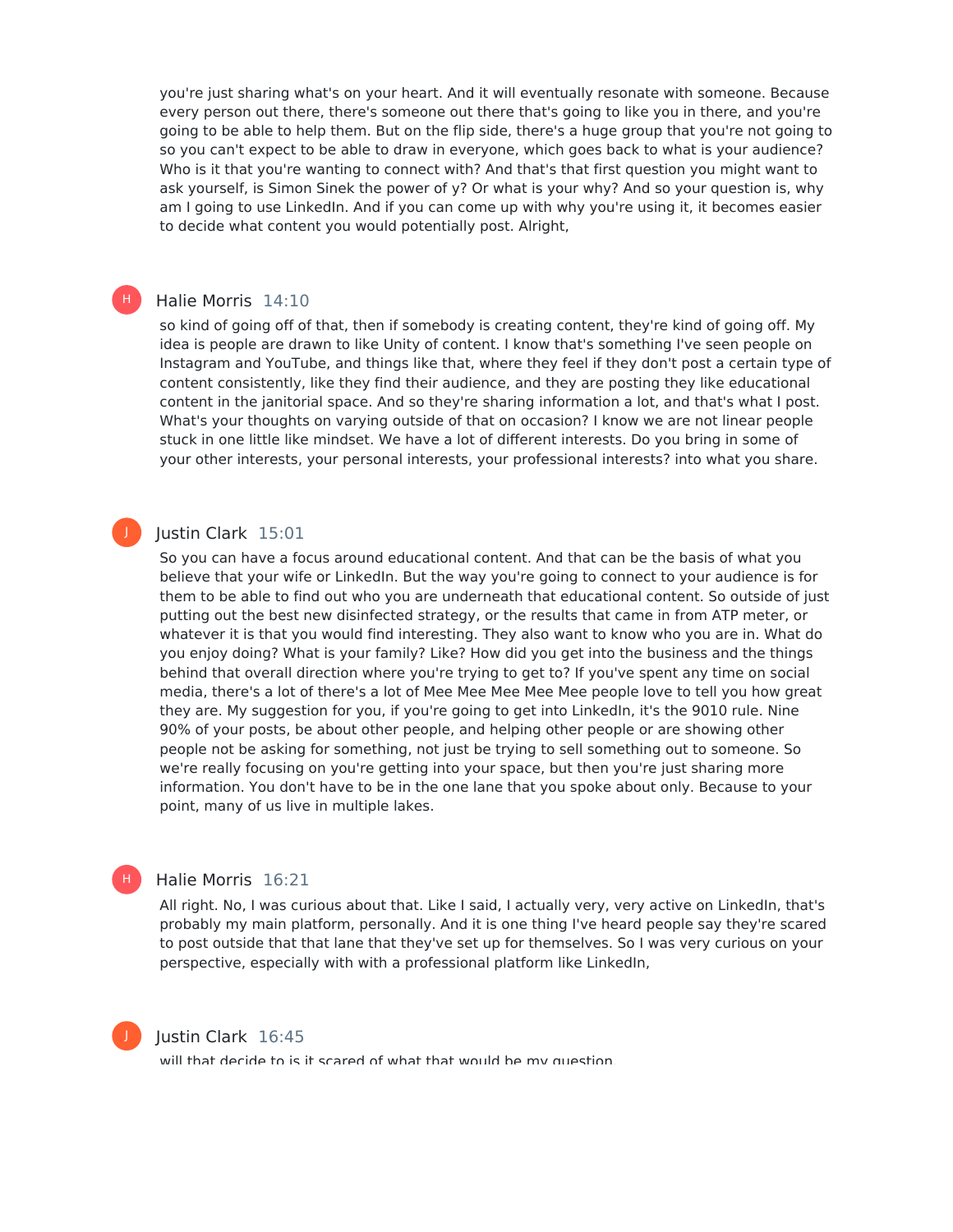you're just sharing what's on your heart. And it will eventually resonate with someone. Because every person out there, there's someone out there that's going to like you in there, and you're going to be able to help them. But on the flip side, there's a huge group that you're not going to so you can't expect to be able to draw in everyone, which goes back to what is your audience? Who is it that you're wanting to connect with? And that's that first question you might want to ask yourself, is Simon Sinek the power of y? Or what is your why? And so your question is, why am I going to use LinkedIn. And if you can come up with why you're using it, it becomes easier to decide what content you would potentially post. Alright,

**Halie Morris** 14:10

so kind of going off of that, then if somebody is creating content, they're kind of going off. My idea is people are drawn to like Unity of content. I know that's something I've seen people on Instagram and YouTube, and things like that, where they feel if they don't post a certain type of content consistently, like they find their audience, and they are posting they like educational content in the janitorial space. And so they're sharing information a lot, and that's what I post. What's your thoughts on varying outside of that on occasion? I know we are not linear people stuck in one little like mindset. We have a lot of different interests. Do you bring in some of your other interests, your personal interests, your professional interests? into what you share.

**Justin Clark** 15:01

So you can have a focus around educational content. And that can be the basis of what you believe that your wife or LinkedIn. But the way you're going to connect to your audience is for them to be able to find out who you are underneath that educational content. So outside of just putting out the best new disinfected strategy, or the results that came in from ATP meter, or whatever it is that you would find interesting. They also want to know who you are in. What do you enjoy doing? What is your family? Like? How did you get into the business and the things behind that overall direction where you're trying to get to? If you've spent any time on social media, there's a lot of there's a lot of Mee Mee Mee Mee Mee people love to tell you how great they are. My suggestion for you, if you're going to get into LinkedIn, it's the 9010 rule. Nine 90% of your posts, be about other people, and helping other people or are showing other people not be asking for something, not just be trying to sell something out to someone. So we're really focusing on you're getting into your space, but then you're just sharing more information. You don't have to be in the one lane that you spoke about only. Because to your point, many of us live in multiple lakes.

**Halie Morris** 16:21

All right. No, I was curious about that. Like I said, I actually very, very active on LinkedIn, that's probably my main platform, personally. And it is one thing I've heard people say they're scared to post outside that that lane that they've set up for themselves. So I was very curious on your perspective, especially with with a professional platform like LinkedIn,

**Justin Clark** 16:45

will that decide to is it scared of what that would be my question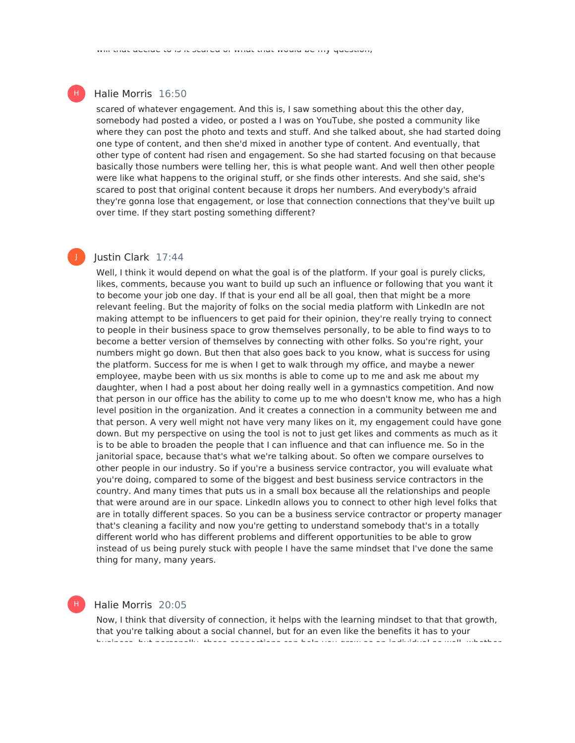Halie Morris 16:50

scared of whatever engagement. And this is, I saw something about this the other day, somebody had posted a video, or posted a I was on YouTube, she posted a community like where they can post the photo and texts and stuff. And she talked about, she had started doing one type of content, and then she'd mixed in another type of content. And eventually, that other type of content had risen and engagement. So she had started focusing on that because basically those numbers were telling her, this is what people want. And well then other people were like what happens to the original stuff, or she finds other interests. And she said, she's scared to post that original content because it drops her numbers. And everybody's afraid they're gonna lose that engagement, or lose that connection connections that they've built up over time. If they start posting something different?

Justin Clark 17:44

Well, I think it would depend on what the goal is of the platform. If your goal is purely clicks, likes, comments, because you want to build up such an influence or following that you want it to become your job one day. If that is your end all be all goal, then that might be a more relevant feeling. But the majority of folks on the social media platform with LinkedIn are not making attempt to be influencers to get paid for their opinion, they're really trying to connect to people in their business space to grow themselves personally, to be able to find ways to to become a better version of themselves by connecting with other folks. So you're right, your numbers might go down. But then that also goes back to you know, what is success for using the platform. Success for me is when I get to walk through my office, and maybe a newer employee, maybe been with us six months is able to come up to me and ask me about my daughter, when I had a post about her doing really well in a gymnastics competition. And now that person in our office has the ability to come up to me who doesn't know me, who has a high level position in the organization. And it creates a connection in a community between me and that person. A very well might not have very many likes on it, my engagement could have gone down. But my perspective on using the tool is not to just get likes and comments as much as it is to be able to broaden the people that I can influence and that can influence me. So in the janitorial space, because that's what we're talking about. So often we compare ourselves to other people in our industry. So if you're a business service contractor, you will evaluate what you're doing, compared to some of the biggest and best business service contractors in the country. And many times that puts us in a small box because all the relationships and people that were around are in our space. LinkedIn allows you to connect to other high level folks that are in totally different spaces. So you can be a business service contractor or property manager that's cleaning a facility and now you're getting to understand somebody that's in a totally different world who has different problems and different opportunities to be able to grow instead of us being purely stuck with people I have the same mindset that I've done the same thing for many, many years.

Halie Morris 20:05

Now, I think that diversity of connection, it helps with the learning mindset to that that growth, that you're talking about a social channel, but for an even like the benefits it has to your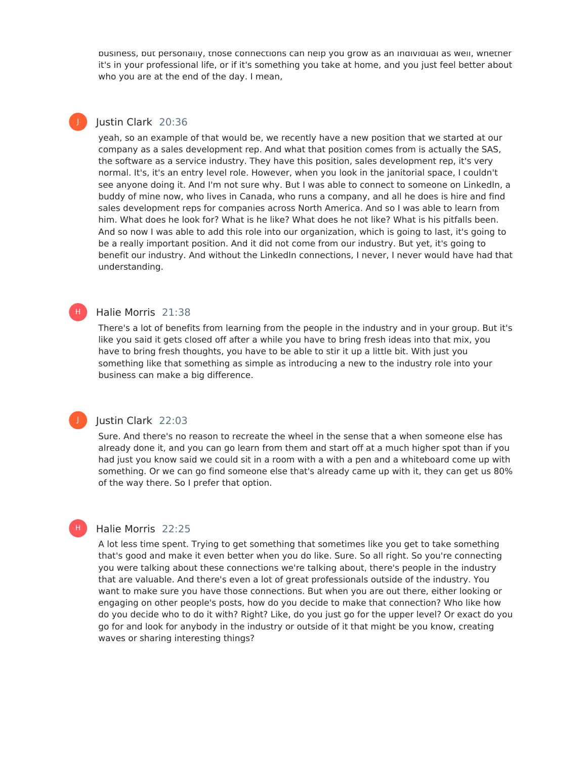business, but personally, those connections can help you grow as an individual as well, whether it's in your professional life, or if it's something you take at home, and you just feel better about who you are at the end of the day. I mean,

**Justin Clark** 20:36

yeah, so an example of that would be, we recently have a new position that we started at our company as a sales development rep. And what that position comes from is actually the SAS, the software as a service industry. They have this position, sales development rep, it's very normal. It's, it's an entry level role. However, when you look in the janitorial space, I couldn't see anyone doing it. And I'm not sure why. But I was able to connect to someone on LinkedIn, a buddy of mine now, who lives in Canada, who runs a company, and all he does is hire and find sales development reps for companies across North America. And so I was able to learn from him. What does he look for? What is he like? What does he not like? What is his pitfalls been. And so now I was able to add this role into our organization, which is going to last, it's going to be a really important position. And it did not come from our industry. But yet, it's going to benefit our industry. And without the LinkedIn connections, I never, I never would have had that understanding.

**Halie Morris** 21:38

There's a lot of benefits from learning from the people in the industry and in your group. But it's like you said it gets closed off after a while you have to bring fresh ideas into that mix, you have to bring fresh thoughts, you have to be able to stir it up a little bit. With just you something like that something as simple as introducing a new to the industry role into your business can make a big difference.

**Justin Clark** 22:03

Sure. And there's no reason to recreate the wheel in the sense that a when someone else has already done it, and you can go learn from them and start off at a much higher spot than if you had just you know said we could sit in a room with a with a pen and a whiteboard come up with something. Or we can go find someone else that's already came up with it, they can get us 80% of the way there. So I prefer that option.

**Halie Morris** 22:25

A lot less time spent. Trying to get something that sometimes like you get to take something that's good and make it even better when you do like. Sure. So all right. So you're connecting you were talking about these connections we're talking about, there's people in the industry that are valuable. And there's even a lot of great professionals outside of the industry. You want to make sure you have those connections. But when you are out there, either looking or engaging on other people's posts, how do you decide to make that connection? Who like how do you decide who to do it with? Right? Like, do you just go for the upper level? Or exact do you go for and look for anybody in the industry or outside of it that might be you know, creating waves or sharing interesting things?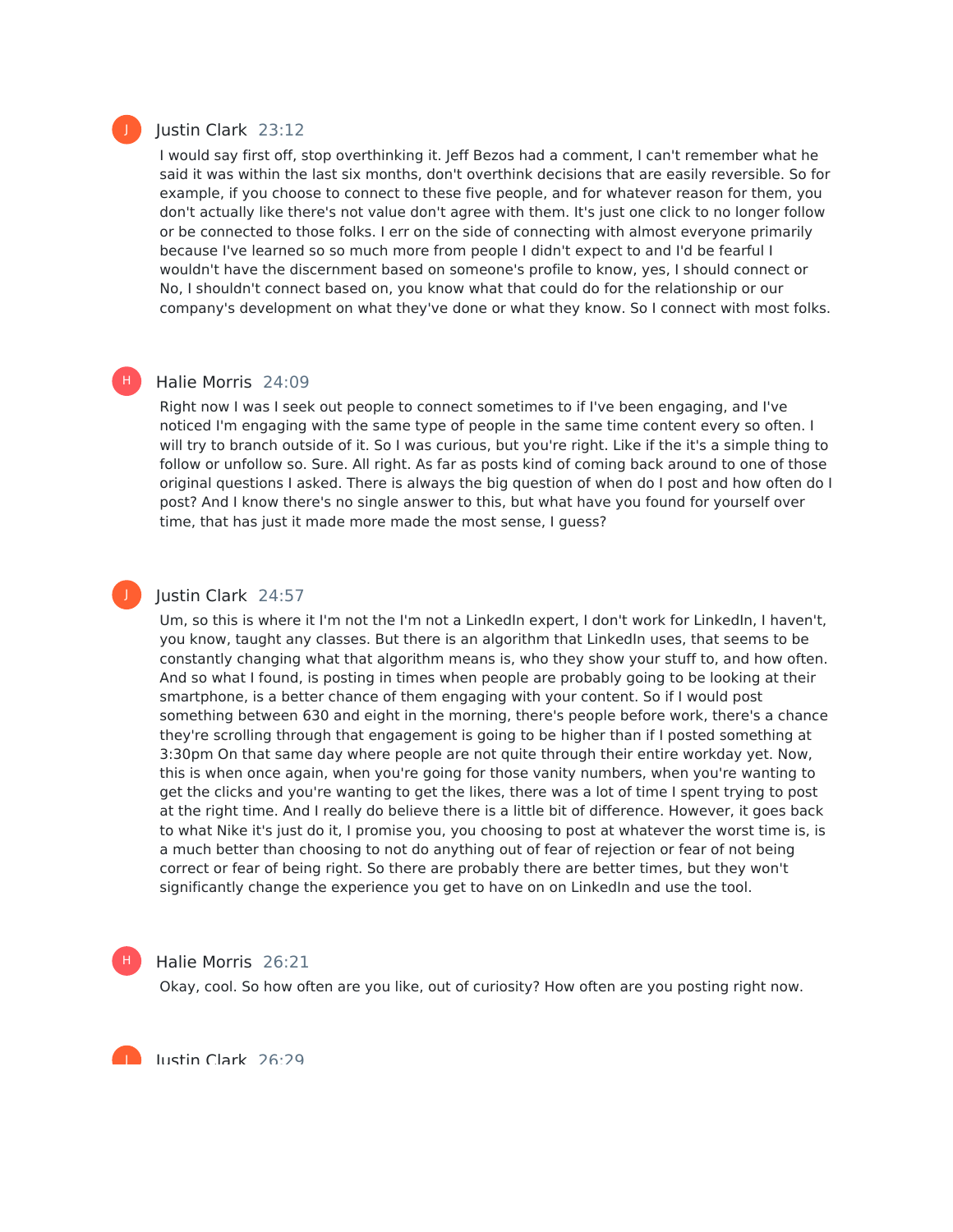Justin Clark 23:12

I would say first off, stop overthinking it. Jeff Bezos had a comment, I can't remember what he said it was within the last six months, don't overthink decisions that are easily reversible. So for example, if you choose to connect to these five people, and for whatever reason for them, you don't actually like there's not value don't agree with them. It's just one click to no longer follow or be connected to those folks. I err on the side of connecting with almost everyone primarily because I've learned so so much more from people I didn't expect to and I'd be fearful I wouldn't have the discernment based on someone's profile to know, yes, I should connect or No, I shouldn't connect based on, you know what that could do for the relationship or our company's development on what they've done or what they know. So I connect with most folks.

Halie Morris 24:09

Right now I was I seek out people to connect sometimes to if I've been engaging, and I've noticed I'm engaging with the same type of people in the same time content every so often. I will try to branch outside of it. So I was curious, but you're right. Like if the it's a simple thing to follow or unfollow so. Sure. All right. As far as posts kind of coming back around to one of those original questions I asked. There is always the big question of when do I post and how often do I post? And I know there's no single answer to this, but what have you found for yourself over time, that has just it made more made the most sense, I guess?

Justin Clark 24:57

Um, so this is where it I'm not the I'm not a LinkedIn expert, I don't work for LinkedIn, I haven't, you know, taught any classes. But there is an algorithm that LinkedIn uses, that seems to be constantly changing what that algorithm means is, who they show your stuff to, and how often. And so what I found, is posting in times when people are probably going to be looking at their smartphone, is a better chance of them engaging with your content. So if I would post something between 630 and eight in the morning, there's people before work, there's a chance they're scrolling through that engagement is going to be higher than if I posted something at 3:30pm On that same day where people are not quite through their entire workday yet. Now, this is when once again, when you're going for those vanity numbers, when you're wanting to get the clicks and you're wanting to get the likes, there was a lot of time I spent trying to post at the right time. And I really do believe there is a little bit of difference. However, it goes back to what Nike it's just do it, I promise you, you choosing to post at whatever the worst time is, is a much better than choosing to not do anything out of fear of rejection or fear of not being correct or fear of being right. So there are probably there are better times, but they won't significantly change the experience you get to have on on LinkedIn and use the tool.

Halie Morris 26:21

Okay, cool. So how often are you like, out of curiosity? How often are you posting right now.

Justin Clark 26:29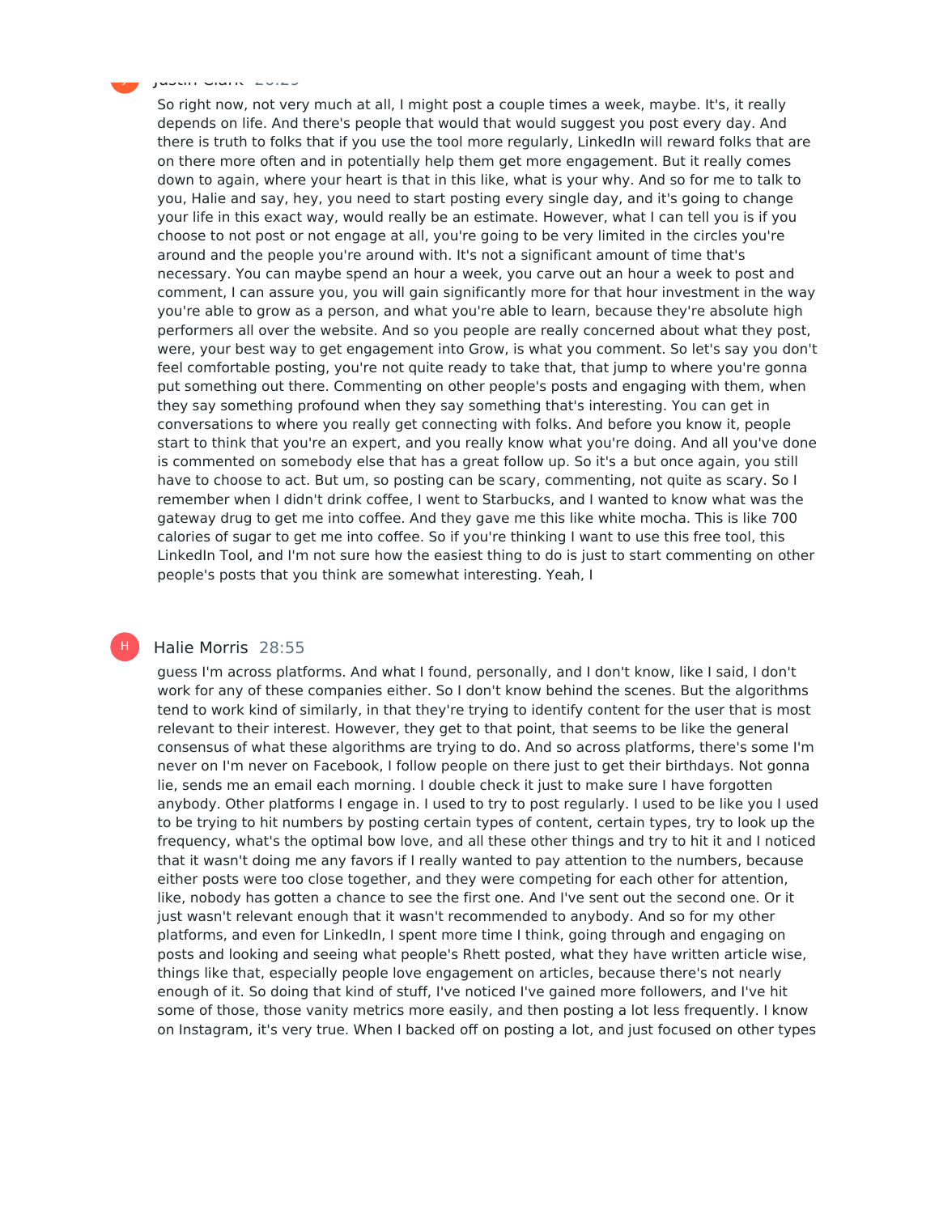Justin Clark 26:29

So right now, not very much at all, I might post a couple times a week, maybe. It's, it really depends on life. And there's people that would that would suggest you post every day. And there is truth to folks that if you use the tool more regularly, LinkedIn will reward folks that are on there more often and in potentially help them get more engagement. But it really comes down to again, where your heart is that in this like, what is your why. And so for me to talk to you, Halie and say, hey, you need to start posting every single day, and it's going to change your life in this exact way, would really be an estimate. However, what I can tell you is if you choose to not post or not engage at all, you're going to be very limited in the circles you're around and the people you're around with. It's not a significant amount of time that's necessary. You can maybe spend an hour a week, you carve out an hour a week to post and comment, I can assure you, you will gain significantly more for that hour investment in the way you're able to grow as a person, and what you're able to learn, because they're absolute high performers all over the website. And so you people are really concerned about what they post, were, your best way to get engagement into Grow, is what you comment. So let's say you don't feel comfortable posting, you're not quite ready to take that, that jump to where you're gonna put something out there. Commenting on other people's posts and engaging with them, when they say something profound when they say something that's interesting. You can get in conversations to where you really get connecting with folks. And before you know it, people start to think that you're an expert, and you really know what you're doing. And all you've done is commented on somebody else that has a great follow up. So it's a but once again, you still have to choose to act. But um, so posting can be scary, commenting, not quite as scary. So I remember when I didn't drink coffee, I went to Starbucks, and I wanted to know what was the gateway drug to get me into coffee. And they gave me this like white mocha. This is like 700 calories of sugar to get me into coffee. So if you're thinking I want to use this free tool, this LinkedIn Tool, and I'm not sure how the easiest thing to do is just to start commenting on other people's posts that you think are somewhat interesting. Yeah, I

Halie Morris 28:55

guess I'm across platforms. And what I found, personally, and I don't know, like I said, I don't work for any of these companies either. So I don't know behind the scenes. But the algorithms tend to work kind of similarly, in that they're trying to identify content for the user that is most relevant to their interest. However, they get to that point, that seems to be like the general consensus of what these algorithms are trying to do. And so across platforms, there's some I'm never on I'm never on Facebook, I follow people on there just to get their birthdays. Not gonna lie, sends me an email each morning. I double check it just to make sure I have forgotten anybody. Other platforms I engage in. I used to try to post regularly. I used to be like you I used to be trying to hit numbers by posting certain types of content, certain types, try to look up the frequency, what's the optimal bow love, and all these other things and try to hit it and I noticed that it wasn't doing me any favors if I really wanted to pay attention to the numbers, because either posts were too close together, and they were competing for each other for attention, like, nobody has gotten a chance to see the first one. And I've sent out the second one. Or it just wasn't relevant enough that it wasn't recommended to anybody. And so for my other platforms, and even for LinkedIn, I spent more time I think, going through and engaging on posts and looking and seeing what people's Rhett posted, what they have written article wise, things like that, especially people love engagement on articles, because there's not nearly enough of it. So doing that kind of stuff, I've noticed I've gained more followers, and I've hit some of those, those vanity metrics more easily, and then posting a lot less frequently. I know on Instagram, it's very true. When I backed off on posting a lot, and just focused on other types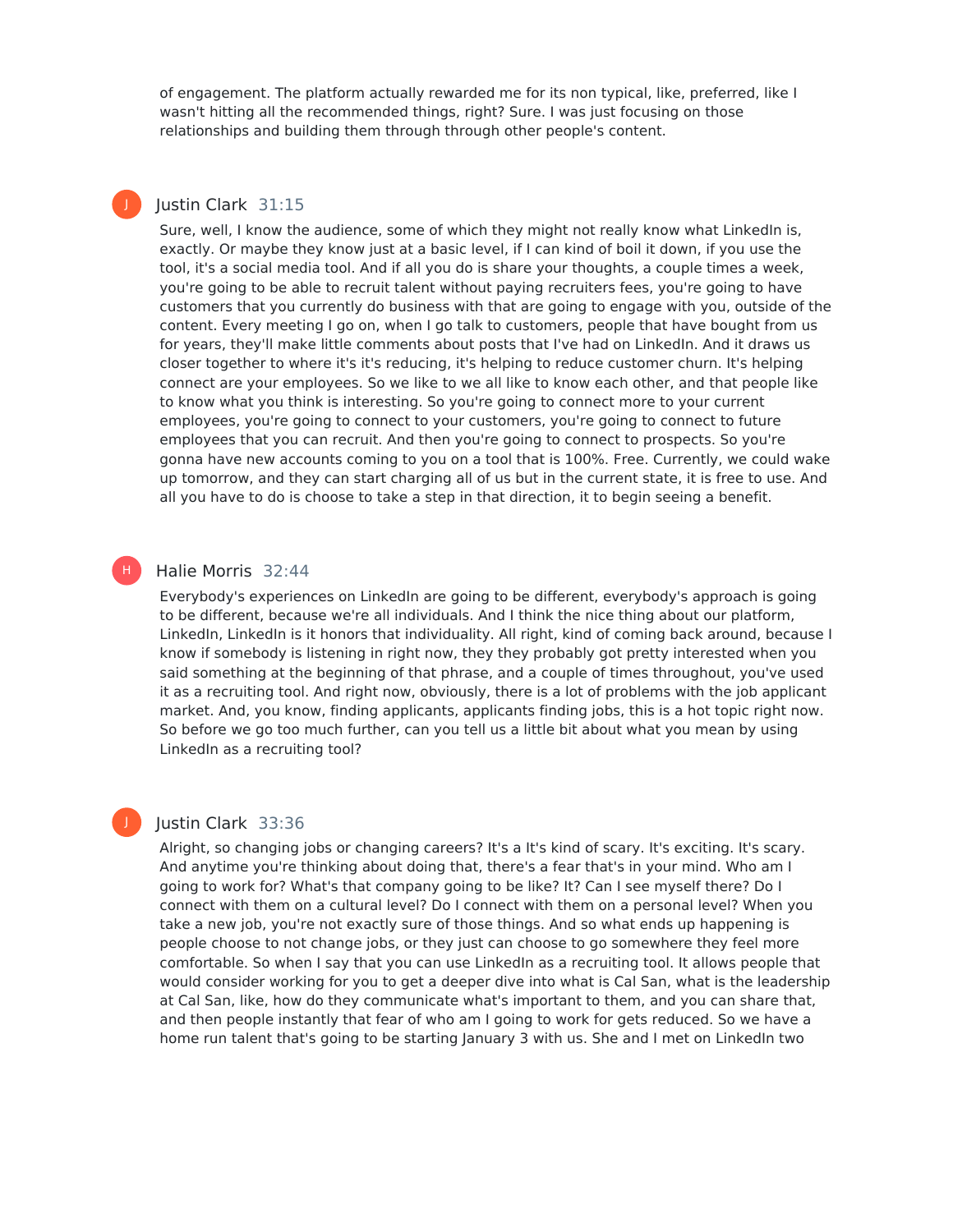of engagement. The platform actually rewarded me for its non typical, like, preferred, like I wasn't hitting all the recommended things, right? Sure. I was just focusing on those relationships and building them through through other people's content.

**Justin Clark** 31:15

Sure, well, I know the audience, some of which they might not really know what LinkedIn is, exactly. Or maybe they know just at a basic level, if I can kind of boil it down, if you use the tool, it's a social media tool. And if all you do is share your thoughts, a couple times a week, you're going to be able to recruit talent without paying recruiters fees, you're going to have customers that you currently do business with that are going to engage with you, outside of the content. Every meeting I go on, when I go talk to customers, people that have bought from us for years, they'll make little comments about posts that I've had on LinkedIn. And it draws us closer together to where it's it's reducing, it's helping to reduce customer churn. It's helping connect are your employees. So we like to we all like to know each other, and that people like to know what you think is interesting. So you're going to connect more to your current employees, you're going to connect to your customers, you're going to connect to future employees that you can recruit. And then you're going to connect to prospects. So you're gonna have new accounts coming to you on a tool that is 100%. Free. Currently, we could wake up tomorrow, and they can start charging all of us but in the current state, it is free to use. And all you have to do is choose to take a step in that direction, it to begin seeing a benefit.

**Halie Morris** 32:44

Everybody's experiences on LinkedIn are going to be different, everybody's approach is going to be different, because we're all individuals. And I think the nice thing about our platform, LinkedIn, LinkedIn is it honors that individuality. All right, kind of coming back around, because I know if somebody is listening in right now, they they probably got pretty interested when you said something at the beginning of that phrase, and a couple of times throughout, you've used it as a recruiting tool. And right now, obviously, there is a lot of problems with the job applicant market. And, you know, finding applicants, applicants finding jobs, this is a hot topic right now. So before we go too much further, can you tell us a little bit about what you mean by using LinkedIn as a recruiting tool?

**Justin Clark** 33:36

Alright, so changing jobs or changing careers? It's a It's kind of scary. It's exciting. It's scary. And anytime you're thinking about doing that, there's a fear that's in your mind. Who am I going to work for? What's that company going to be like? It? Can I see myself there? Do I connect with them on a cultural level? Do I connect with them on a personal level? When you take a new job, you're not exactly sure of those things. And so what ends up happening is people choose to not change jobs, or they just can choose to go somewhere they feel more comfortable. So when I say that you can use LinkedIn as a recruiting tool. It allows people that would consider working for you to get a deeper dive into what is Cal San, what is the leadership at Cal San, like, how do they communicate what's important to them, and you can share that, and then people instantly that fear of who am I going to work for gets reduced. So we have a home run talent that's going to be starting January 3 with us. She and I met on LinkedIn two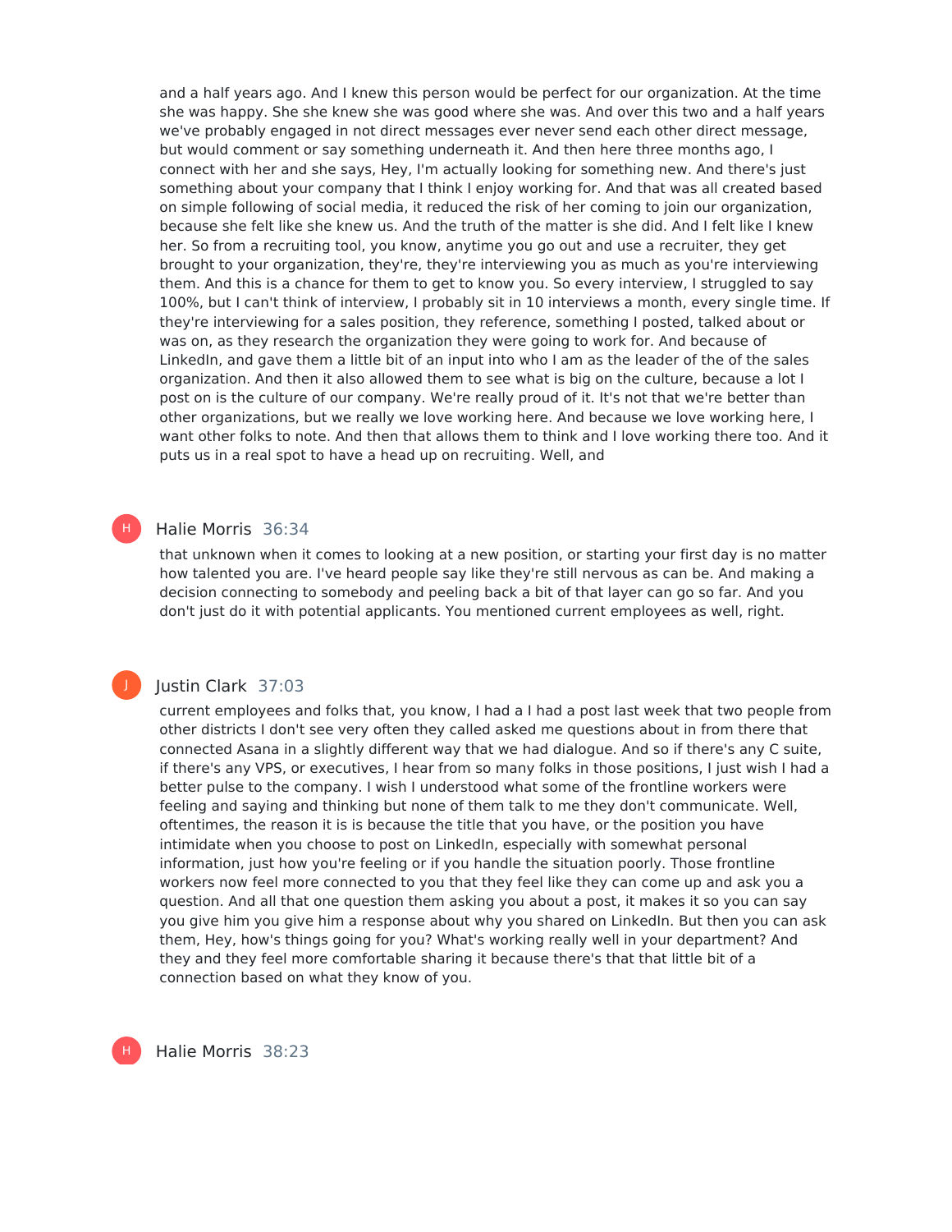and a half years ago. And I knew this person would be perfect for our organization. At the time she was happy. She she knew she was good where she was. And over this two and a half years we've probably engaged in not direct messages ever never send each other direct message, but would comment or say something underneath it. And then here three months ago, I connect with her and she says, Hey, I'm actually looking for something new. And there's just something about your company that I think I enjoy working for. And that was all created based on simple following of social media, it reduced the risk of her coming to join our organization, because she felt like she knew us. And the truth of the matter is she did. And I felt like I knew her. So from a recruiting tool, you know, anytime you go out and use a recruiter, they get brought to your organization, they're, they're interviewing you as much as you're interviewing them. And this is a chance for them to get to know you. So every interview, I struggled to say 100%, but I can't think of interview, I probably sit in 10 interviews a month, every single time. If they're interviewing for a sales position, they reference, something I posted, talked about or was on, as they research the organization they were going to work for. And because of LinkedIn, and gave them a little bit of an input into who I am as the leader of the of the sales organization. And then it also allowed them to see what is big on the culture, because a lot I post on is the culture of our company. We're really proud of it. It's not that we're better than other organizations, but we really we love working here. And because we love working here, I want other folks to note. And then that allows them to think and I love working there too. And it puts us in a real spot to have a head up on recruiting. Well, and

**Halie Morris** 36:34

that unknown when it comes to looking at a new position, or starting your first day is no matter how talented you are. I've heard people say like they're still nervous as can be. And making a decision connecting to somebody and peeling back a bit of that layer can go so far. And you don't just do it with potential applicants. You mentioned current employees as well, right.

**Justin Clark** 37:03

current employees and folks that, you know, I had a I had a post last week that two people from other districts I don't see very often they called asked me questions about in from there that connected Asana in a slightly different way that we had dialogue. And so if there's any C suite, if there's any VPS, or executives, I hear from so many folks in those positions, I just wish I had a better pulse to the company. I wish I understood what some of the frontline workers were feeling and saying and thinking but none of them talk to me they don't communicate. Well, oftentimes, the reason it is is because the title that you have, or the position you have intimidate when you choose to post on LinkedIn, especially with somewhat personal information, just how you're feeling or if you handle the situation poorly. Those frontline workers now feel more connected to you that they feel like they can come up and ask you a question. And all that one question them asking you about a post, it makes it so you can say you give him you give him a response about why you shared on LinkedIn. But then you can ask them, Hey, how's things going for you? What's working really well in your department? And they and they feel more comfortable sharing it because there's that that little bit of a connection based on what they know of you.

**Halie Morris** 38:23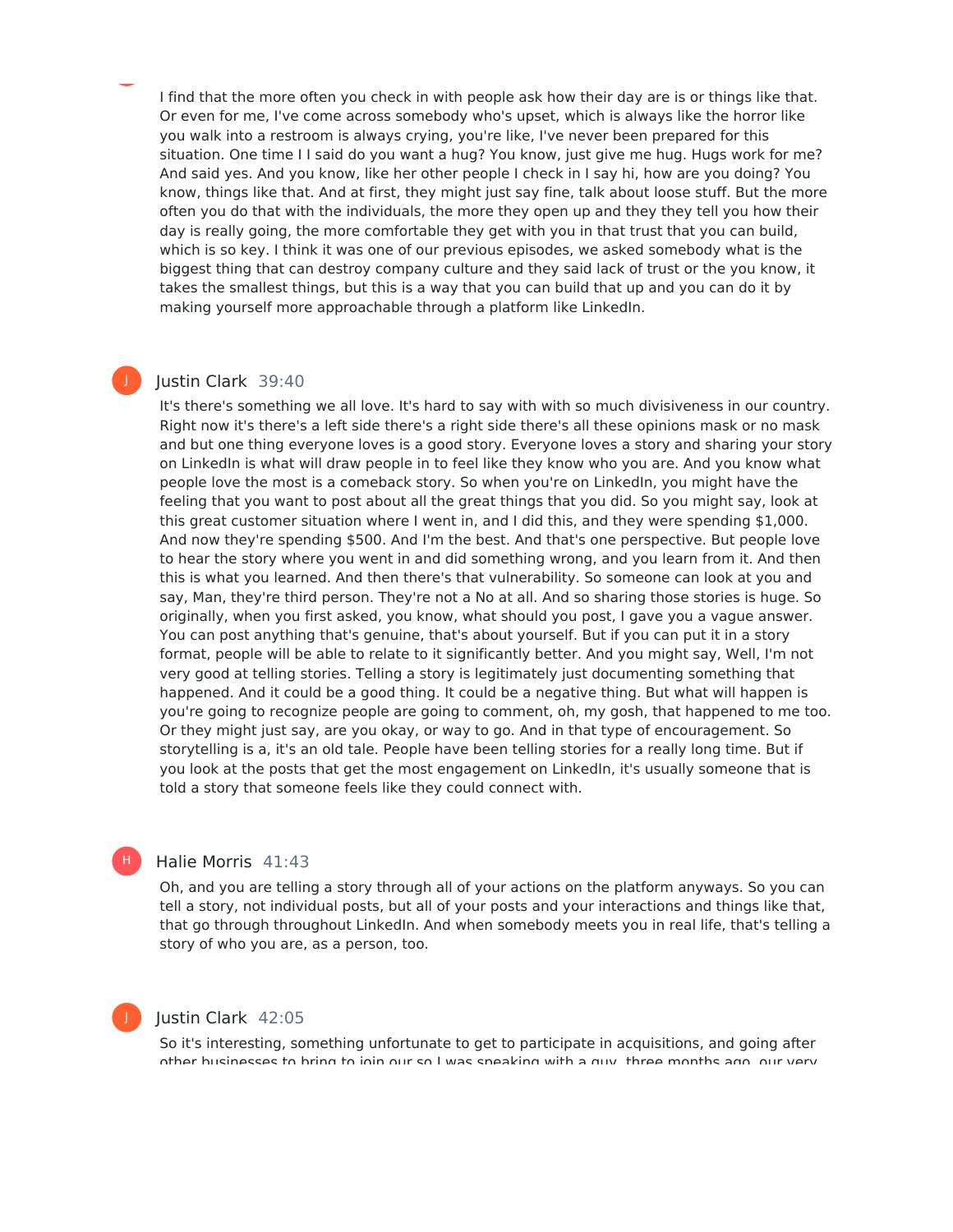I find that the more often you check in with people ask how their day are is or things like that. Or even for me, I've come across somebody who's upset, which is always like the horror like you walk into a restroom is always crying, you're like, I've never been prepared for this situation. One time I I said do you want a hug? You know, just give me hug. Hugs work for me? And said yes. And you know, like her other people I check in I say hi, how are you doing? You know, things like that. And at first, they might just say fine, talk about loose stuff. But the more often you do that with the individuals, the more they open up and they they tell you how their day is really going, the more comfortable they get with you in that trust that you can build, which is so key. I think it was one of our previous episodes, we asked somebody what is the biggest thing that can destroy company culture and they said lack of trust or the you know, it takes the smallest things, but this is a way that you can build that up and you can do it by making yourself more approachable through a platform like LinkedIn.

**Justin Clark** 39:40

It's there's something we all love. It's hard to say with with so much divisiveness in our country. Right now it's there's a left side there's a right side there's all these opinions mask or no mask and but one thing everyone loves is a good story. Everyone loves a story and sharing your story on LinkedIn is what will draw people in to feel like they know who you are. And you know what people love the most is a comeback story. So when you're on LinkedIn, you might have the feeling that you want to post about all the great things that you did. So you might say, look at this great customer situation where I went in, and I did this, and they were spending $1,000. And now they're spending $500. And I'm the best. And that's one perspective. But people love to hear the story where you went in and did something wrong, and you learn from it. And then this is what you learned. And then there's that vulnerability. So someone can look at you and say, Man, they're third person. They're not a No at all. And so sharing those stories is huge. So originally, when you first asked, you know, what should you post, I gave you a vague answer. You can post anything that's genuine, that's about yourself. But if you can put it in a story format, people will be able to relate to it significantly better. And you might say, Well, I'm not very good at telling stories. Telling a story is legitimately just documenting something that happened. And it could be a good thing. It could be a negative thing. But what will happen is you're going to recognize people are going to comment, oh, my gosh, that happened to me too. Or they might just say, are you okay, or way to go. And in that type of encouragement. So storytelling is a, it's an old tale. People have been telling stories for a really long time. But if you look at the posts that get the most engagement on LinkedIn, it's usually someone that is told a story that someone feels like they could connect with.

**Halie Morris** 41:43

Oh, and you are telling a story through all of your actions on the platform anyways. So you can tell a story, not individual posts, but all of your posts and your interactions and things like that, that go through throughout LinkedIn. And when somebody meets you in real life, that's telling a story of who you are, as a person, too.

**Justin Clark** 42:05

So it's interesting, something unfortunate to get to participate in acquisitions, and going after other businesses to bring to join our so I was speaking with a guy, three months ago, our very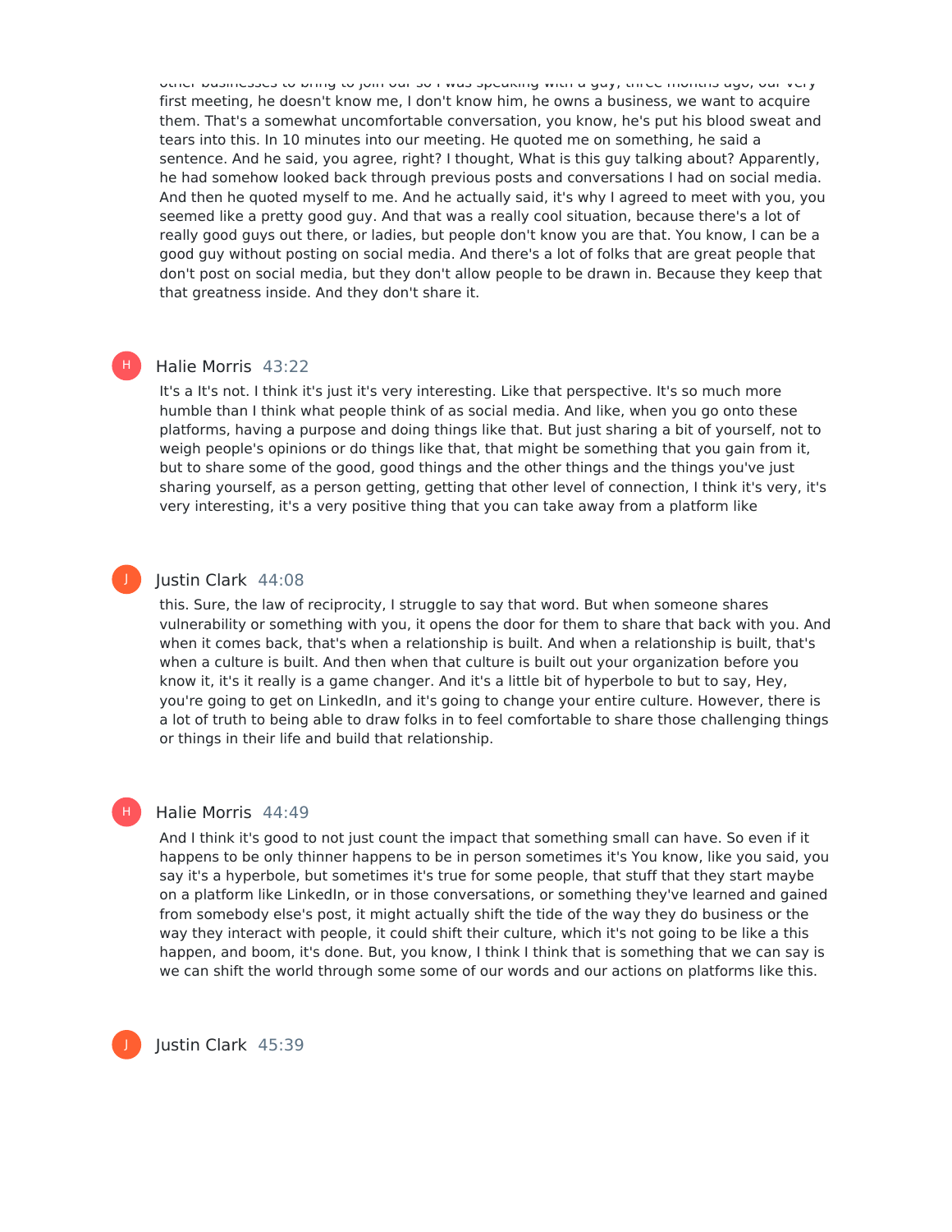other businesses to bring to join our so I was speaking with a guy, three months ago, our very first meeting, he doesn't know me, I don't know him, he owns a business, we want to acquire them. That's a somewhat uncomfortable conversation, you know, he's put his blood sweat and tears into this. In 10 minutes into our meeting. He quoted me on something, he said a sentence. And he said, you agree, right? I thought, What is this guy talking about? Apparently, he had somehow looked back through previous posts and conversations I had on social media. And then he quoted myself to me. And he actually said, it's why I agreed to meet with you, you seemed like a pretty good guy. And that was a really cool situation, because there's a lot of really good guys out there, or ladies, but people don't know you are that. You know, I can be a good guy without posting on social media. And there's a lot of folks that are great people that don't post on social media, but they don't allow people to be drawn in. Because they keep that that greatness inside. And they don't share it.

**Halie Morris** 43:22

It's a It's not. I think it's just it's very interesting. Like that perspective. It's so much more humble than I think what people think of as social media. And like, when you go onto these platforms, having a purpose and doing things like that. But just sharing a bit of yourself, not to weigh people's opinions or do things like that, that might be something that you gain from it, but to share some of the good, good things and the other things and the things you've just sharing yourself, as a person getting, getting that other level of connection, I think it's very, it's very interesting, it's a very positive thing that you can take away from a platform like

**Justin Clark** 44:08

this. Sure, the law of reciprocity, I struggle to say that word. But when someone shares vulnerability or something with you, it opens the door for them to share that back with you. And when it comes back, that's when a relationship is built. And when a relationship is built, that's when a culture is built. And then when that culture is built out your organization before you know it, it's it really is a game changer. And it's a little bit of hyperbole to but to say, Hey, you're going to get on LinkedIn, and it's going to change your entire culture. However, there is a lot of truth to being able to draw folks in to feel comfortable to share those challenging things or things in their life and build that relationship.

**Halie Morris** 44:49

And I think it's good to not just count the impact that something small can have. So even if it happens to be only thinner happens to be in person sometimes it's You know, like you said, you say it's a hyperbole, but sometimes it's true for some people, that stuff that they start maybe on a platform like LinkedIn, or in those conversations, or something they've learned and gained from somebody else's post, it might actually shift the tide of the way they do business or the way they interact with people, it could shift their culture, which it's not going to be like a this happen, and boom, it's done. But, you know, I think I think that is something that we can say is we can shift the world through some some of our words and our actions on platforms like this.

**Justin Clark** 45:39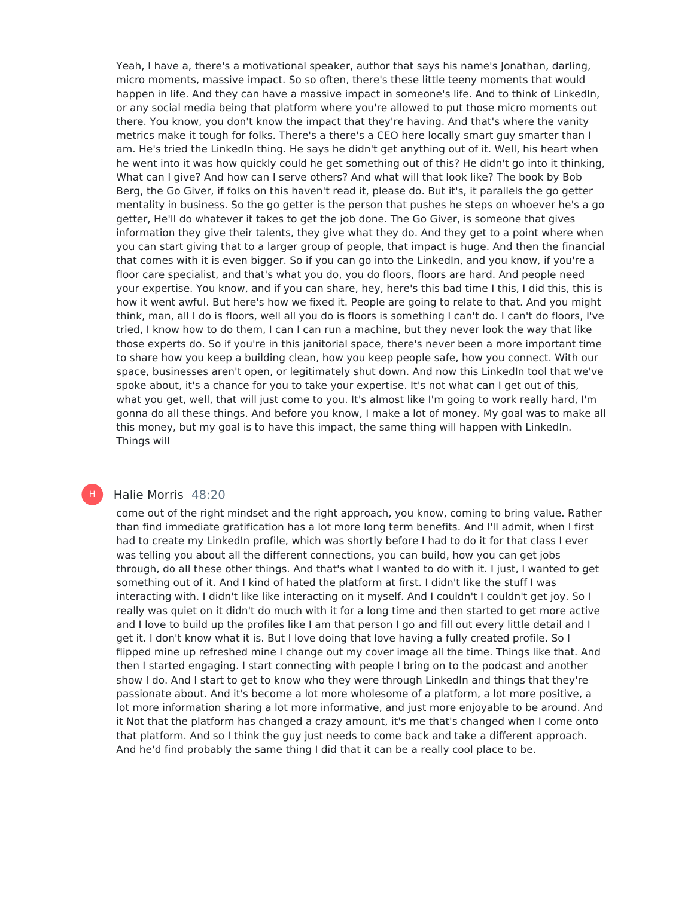Yeah, I have a, there's a motivational speaker, author that says his name's Jonathan, darling, micro moments, massive impact. So so often, there's these little teeny moments that would happen in life. And they can have a massive impact in someone's life. And to think of LinkedIn, or any social media being that platform where you're allowed to put those micro moments out there. You know, you don't know the impact that they're having. And that's where the vanity metrics make it tough for folks. There's a there's a CEO here locally smart guy smarter than I am. He's tried the LinkedIn thing. He says he didn't get anything out of it. Well, his heart when he went into it was how quickly could he get something out of this? He didn't go into it thinking, What can I give? And how can I serve others? And what will that look like? The book by Bob Berg, the Go Giver, if folks on this haven't read it, please do. But it's, it parallels the go getter mentality in business. So the go getter is the person that pushes he steps on whoever he's a go getter, He'll do whatever it takes to get the job done. The Go Giver, is someone that gives information they give their talents, they give what they do. And they get to a point where when you can start giving that to a larger group of people, that impact is huge. And then the financial that comes with it is even bigger. So if you can go into the LinkedIn, and you know, if you're a floor care specialist, and that's what you do, you do floors, floors are hard. And people need your expertise. You know, and if you can share, hey, here's this bad time I this, I did this, this is how it went awful. But here's how we fixed it. People are going to relate to that. And you might think, man, all I do is floors, well all you do is floors is something I can't do. I can't do floors, I've tried, I know how to do them, I can I can run a machine, but they never look the way that like those experts do. So if you're in this janitorial space, there's never been a more important time to share how you keep a building clean, how you keep people safe, how you connect. With our space, businesses aren't open, or legitimately shut down. And now this LinkedIn tool that we've spoke about, it's a chance for you to take your expertise. It's not what can I get out of this, what you get, well, that will just come to you. It's almost like I'm going to work really hard, I'm gonna do all these things. And before you know, I make a lot of money. My goal was to make all this money, but my goal is to have this impact, the same thing will happen with LinkedIn. Things will

Halie Morris 48:20

come out of the right mindset and the right approach, you know, coming to bring value. Rather than find immediate gratification has a lot more long term benefits. And I'll admit, when I first had to create my LinkedIn profile, which was shortly before I had to do it for that class I ever was telling you about all the different connections, you can build, how you can get jobs through, do all these other things. And that's what I wanted to do with it. I just, I wanted to get something out of it. And I kind of hated the platform at first. I didn't like the stuff I was interacting with. I didn't like like interacting on it myself. And I couldn't I couldn't get joy. So I really was quiet on it didn't do much with it for a long time and then started to get more active and I love to build up the profiles like I am that person I go and fill out every little detail and I get it. I don't know what it is. But I love doing that love having a fully created profile. So I flipped mine up refreshed mine I change out my cover image all the time. Things like that. And then I started engaging. I start connecting with people I bring on to the podcast and another show I do. And I start to get to know who they were through LinkedIn and things that they're passionate about. And it's become a lot more wholesome of a platform, a lot more positive, a lot more information sharing a lot more informative, and just more enjoyable to be around. And it Not that the platform has changed a crazy amount, it's me that's changed when I come onto that platform. And so I think the guy just needs to come back and take a different approach. And he'd find probably the same thing I did that it can be a really cool place to be.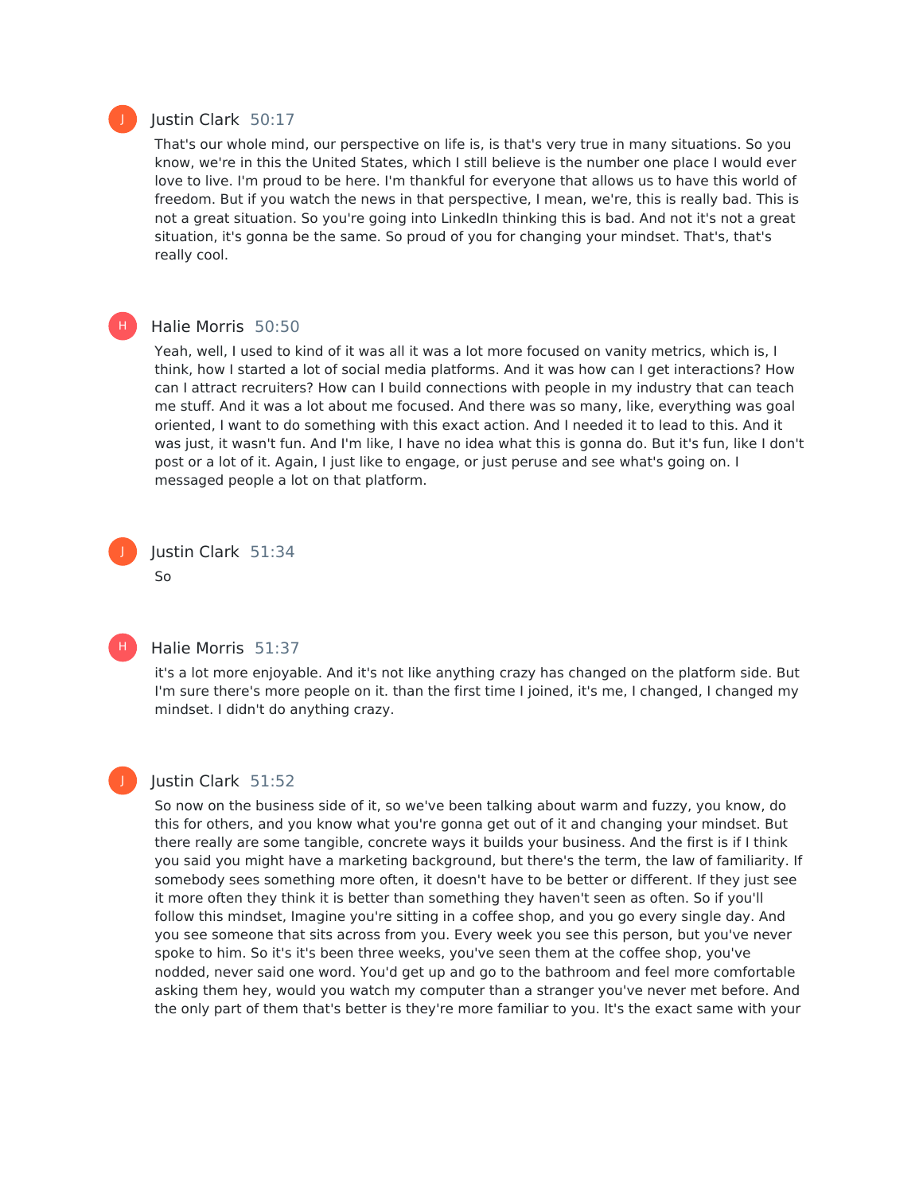Justin Clark 50:17

That's our whole mind, our perspective on life is, is that's very true in many situations. So you know, we're in this the United States, which I still believe is the number one place I would ever love to live. I'm proud to be here. I'm thankful for everyone that allows us to have this world of freedom. But if you watch the news in that perspective, I mean, we're, this is really bad. This is not a great situation. So you're going into LinkedIn thinking this is bad. And not it's not a great situation, it's gonna be the same. So proud of you for changing your mindset. That's, that's really cool.

Halie Morris 50:50

Yeah, well, I used to kind of it was all it was a lot more focused on vanity metrics, which is, I think, how I started a lot of social media platforms. And it was how can I get interactions? How can I attract recruiters? How can I build connections with people in my industry that can teach me stuff. And it was a lot about me focused. And there was so many, like, everything was goal oriented, I want to do something with this exact action. And I needed it to lead to this. And it was just, it wasn't fun. And I'm like, I have no idea what this is gonna do. But it's fun, like I don't post or a lot of it. Again, I just like to engage, or just peruse and see what's going on. I messaged people a lot on that platform.

Justin Clark 51:34

So

Halie Morris 51:37

it's a lot more enjoyable. And it's not like anything crazy has changed on the platform side. But I'm sure there's more people on it. than the first time I joined, it's me, I changed, I changed my mindset. I didn't do anything crazy.

Justin Clark 51:52

So now on the business side of it, so we've been talking about warm and fuzzy, you know, do this for others, and you know what you're gonna get out of it and changing your mindset. But there really are some tangible, concrete ways it builds your business. And the first is if I think you said you might have a marketing background, but there's the term, the law of familiarity. If somebody sees something more often, it doesn't have to be better or different. If they just see it more often they think it is better than something they haven't seen as often. So if you'll follow this mindset, Imagine you're sitting in a coffee shop, and you go every single day. And you see someone that sits across from you. Every week you see this person, but you've never spoke to him. So it's it's been three weeks, you've seen them at the coffee shop, you've nodded, never said one word. You'd get up and go to the bathroom and feel more comfortable asking them hey, would you watch my computer than a stranger you've never met before. And the only part of them that's better is they're more familiar to you. It's the exact same with your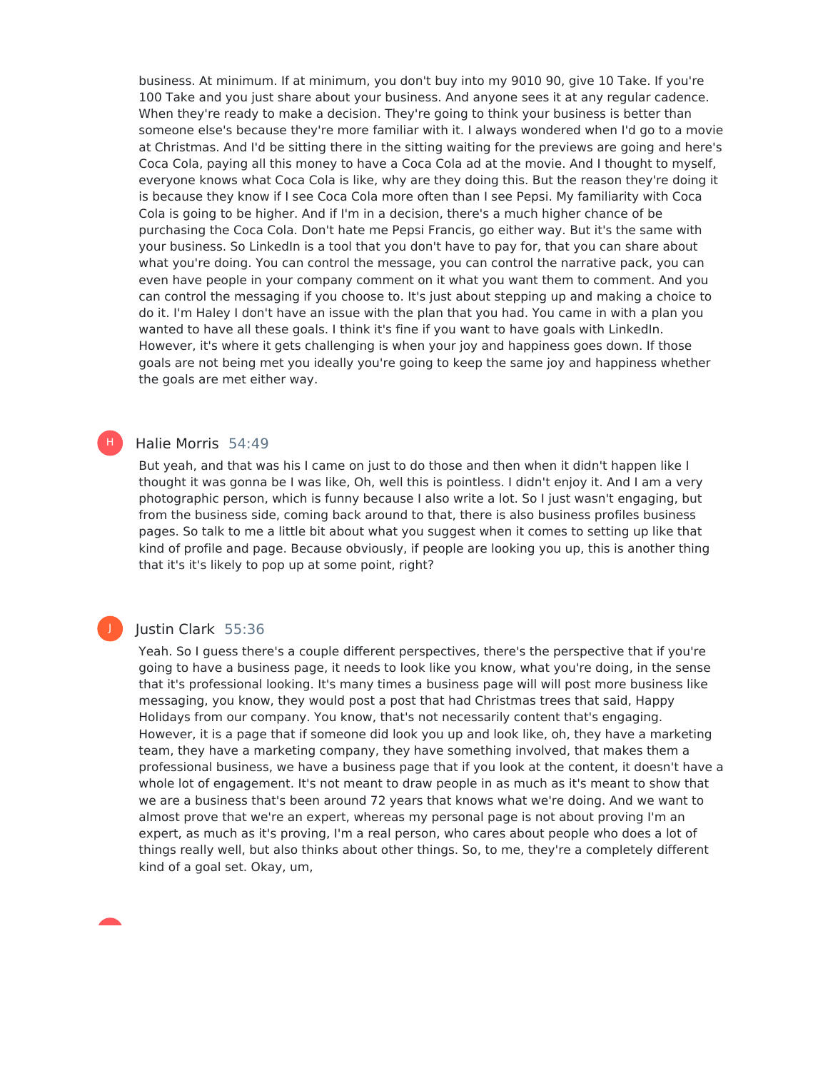business. At minimum. If at minimum, you don't buy into my 9010 90, give 10 Take. If you're 100 Take and you just share about your business. And anyone sees it at any regular cadence. When they're ready to make a decision. They're going to think your business is better than someone else's because they're more familiar with it. I always wondered when I'd go to a movie at Christmas. And I'd be sitting there in the sitting waiting for the previews are going and here's Coca Cola, paying all this money to have a Coca Cola ad at the movie. And I thought to myself, everyone knows what Coca Cola is like, why are they doing this. But the reason they're doing it is because they know if I see Coca Cola more often than I see Pepsi. My familiarity with Coca Cola is going to be higher. And if I'm in a decision, there's a much higher chance of be purchasing the Coca Cola. Don't hate me Pepsi Francis, go either way. But it's the same with your business. So LinkedIn is a tool that you don't have to pay for, that you can share about what you're doing. You can control the message, you can control the narrative pack, you can even have people in your company comment on it what you want them to comment. And you can control the messaging if you choose to. It's just about stepping up and making a choice to do it. I'm Haley I don't have an issue with the plan that you had. You came in with a plan you wanted to have all these goals. I think it's fine if you want to have goals with LinkedIn. However, it's where it gets challenging is when your joy and happiness goes down. If those goals are not being met you ideally you're going to keep the same joy and happiness whether the goals are met either way.

**Halie Morris** 54:49

But yeah, and that was his I came on just to do those and then when it didn't happen like I thought it was gonna be I was like, Oh, well this is pointless. I didn't enjoy it. And I am a very photographic person, which is funny because I also write a lot. So I just wasn't engaging, but from the business side, coming back around to that, there is also business profiles business pages. So talk to me a little bit about what you suggest when it comes to setting up like that kind of profile and page. Because obviously, if people are looking you up, this is another thing that it's it's likely to pop up at some point, right?

**Justin Clark** 55:36

Yeah. So I guess there's a couple different perspectives, there's the perspective that if you're going to have a business page, it needs to look like you know, what you're doing, in the sense that it's professional looking. It's many times a business page will will post more business like messaging, you know, they would post a post that had Christmas trees that said, Happy Holidays from our company. You know, that's not necessarily content that's engaging. However, it is a page that if someone did look you up and look like, oh, they have a marketing team, they have a marketing company, they have something involved, that makes them a professional business, we have a business page that if you look at the content, it doesn't have a whole lot of engagement. It's not meant to draw people in as much as it's meant to show that we are a business that's been around 72 years that knows what we're doing. And we want to almost prove that we're an expert, whereas my personal page is not about proving I'm an expert, as much as it's proving, I'm a real person, who cares about people who does a lot of things really well, but also thinks about other things. So, to me, they're a completely different kind of a goal set. Okay, um,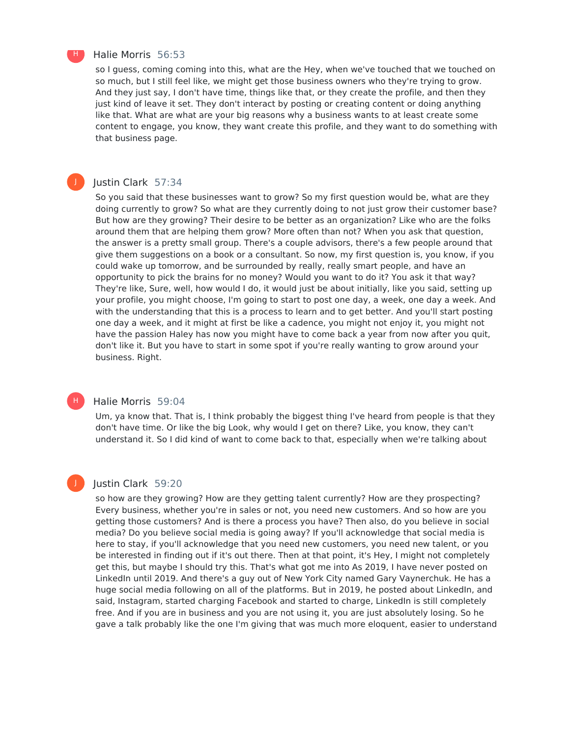**Halie Morris** 56:53

so I guess, coming coming into this, what are the Hey, when we've touched that we touched on so much, but I still feel like, we might get those business owners who they're trying to grow. And they just say, I don't have time, things like that, or they create the profile, and then they just kind of leave it set. They don't interact by posting or creating content or doing anything like that. What are what are your big reasons why a business wants to at least create some content to engage, you know, they want create this profile, and they want to do something with that business page.

**Justin Clark** 57:34

So you said that these businesses want to grow? So my first question would be, what are they doing currently to grow? So what are they currently doing to not just grow their customer base? But how are they growing? Their desire to be better as an organization? Like who are the folks around them that are helping them grow? More often than not? When you ask that question, the answer is a pretty small group. There's a couple advisors, there's a few people around that give them suggestions on a book or a consultant. So now, my first question is, you know, if you could wake up tomorrow, and be surrounded by really, really smart people, and have an opportunity to pick the brains for no money? Would you want to do it? You ask it that way? They're like, Sure, well, how would I do, it would just be about initially, like you said, setting up your profile, you might choose, I'm going to start to post one day, a week, one day a week. And with the understanding that this is a process to learn and to get better. And you'll start posting one day a week, and it might at first be like a cadence, you might not enjoy it, you might not have the passion Haley has now you might have to come back a year from now after you quit, don't like it. But you have to start in some spot if you're really wanting to grow around your business. Right.

**Halie Morris** 59:04

Um, ya know that. That is, I think probably the biggest thing I've heard from people is that they don't have time. Or like the big Look, why would I get on there? Like, you know, they can't understand it. So I did kind of want to come back to that, especially when we're talking about

**Justin Clark** 59:20

so how are they growing? How are they getting talent currently? How are they prospecting? Every business, whether you're in sales or not, you need new customers. And so how are you getting those customers? And is there a process you have? Then also, do you believe in social media? Do you believe social media is going away? If you'll acknowledge that social media is here to stay, if you'll acknowledge that you need new customers, you need new talent, or you be interested in finding out if it's out there. Then at that point, it's Hey, I might not completely get this, but maybe I should try this. That's what got me into As 2019, I have never posted on LinkedIn until 2019. And there's a guy out of New York City named Gary Vaynerchuk. He has a huge social media following on all of the platforms. But in 2019, he posted about LinkedIn, and said, Instagram, started charging Facebook and started to charge, LinkedIn is still completely free. And if you are in business and you are not using it, you are just absolutely losing. So he gave a talk probably like the one I'm giving that was much more eloquent, easier to understand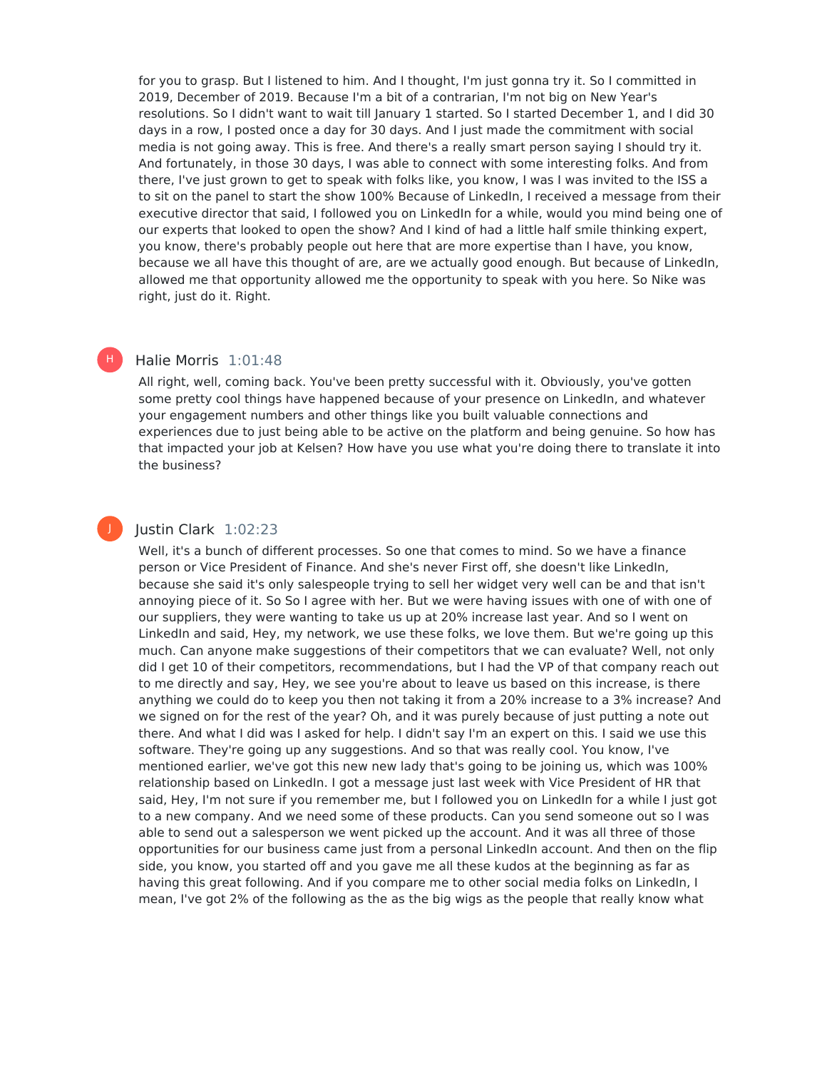for you to grasp. But I listened to him. And I thought, I'm just gonna try it. So I committed in 2019, December of 2019. Because I'm a bit of a contrarian, I'm not big on New Year's resolutions. So I didn't want to wait till January 1 started. So I started December 1, and I did 30 days in a row, I posted once a day for 30 days. And I just made the commitment with social media is not going away. This is free. And there's a really smart person saying I should try it. And fortunately, in those 30 days, I was able to connect with some interesting folks. And from there, I've just grown to get to speak with folks like, you know, I was I was invited to the ISS a to sit on the panel to start the show 100% Because of LinkedIn, I received a message from their executive director that said, I followed you on LinkedIn for a while, would you mind being one of our experts that looked to open the show? And I kind of had a little half smile thinking expert, you know, there's probably people out here that are more expertise than I have, you know, because we all have this thought of are, are we actually good enough. But because of LinkedIn, allowed me that opportunity allowed me the opportunity to speak with you here. So Nike was right, just do it. Right.

H Halie Morris 1:01:48

All right, well, coming back. You've been pretty successful with it. Obviously, you've gotten some pretty cool things have happened because of your presence on LinkedIn, and whatever your engagement numbers and other things like you built valuable connections and experiences due to just being able to be active on the platform and being genuine. So how has that impacted your job at Kelsen? How have you use what you're doing there to translate it into the business?

J Justin Clark 1:02:23

Well, it's a bunch of different processes. So one that comes to mind. So we have a finance person or Vice President of Finance. And she's never First off, she doesn't like LinkedIn, because she said it's only salespeople trying to sell her widget very well can be and that isn't annoying piece of it. So So I agree with her. But we were having issues with one of with one of our suppliers, they were wanting to take us up at 20% increase last year. And so I went on LinkedIn and said, Hey, my network, we use these folks, we love them. But we're going up this much. Can anyone make suggestions of their competitors that we can evaluate? Well, not only did I get 10 of their competitors, recommendations, but I had the VP of that company reach out to me directly and say, Hey, we see you're about to leave us based on this increase, is there anything we could do to keep you then not taking it from a 20% increase to a 3% increase? And we signed on for the rest of the year? Oh, and it was purely because of just putting a note out there. And what I did was I asked for help. I didn't say I'm an expert on this. I said we use this software. They're going up any suggestions. And so that was really cool. You know, I've mentioned earlier, we've got this new new lady that's going to be joining us, which was 100% relationship based on LinkedIn. I got a message just last week with Vice President of HR that said, Hey, I'm not sure if you remember me, but I followed you on LinkedIn for a while I just got to a new company. And we need some of these products. Can you send someone out so I was able to send out a salesperson we went picked up the account. And it was all three of those opportunities for our business came just from a personal LinkedIn account. And then on the flip side, you know, you started off and you gave me all these kudos at the beginning as far as having this great following. And if you compare me to other social media folks on LinkedIn, I mean, I've got 2% of the following as the as the big wigs as the people that really know what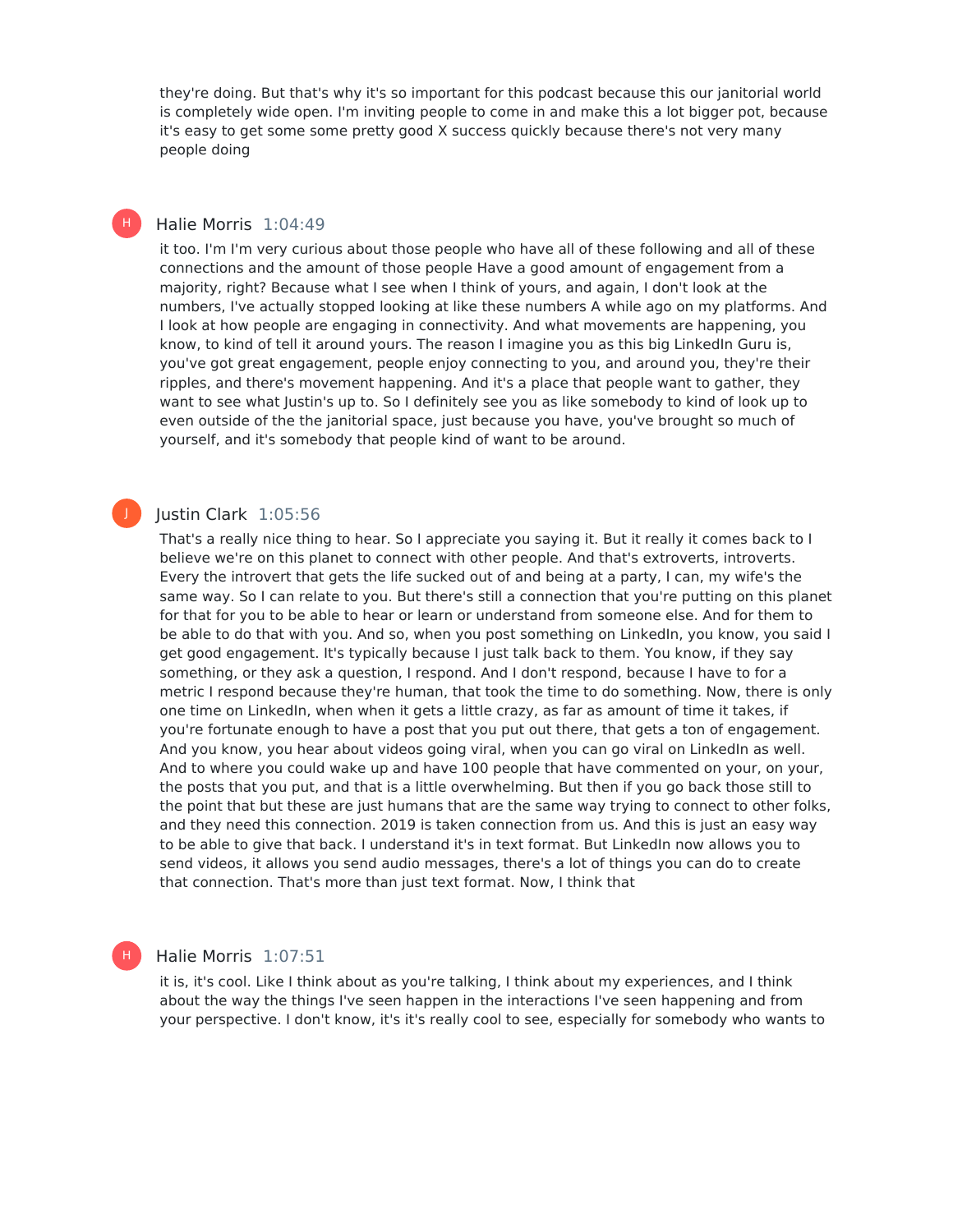they're doing. But that's why it's so important for this podcast because this our janitorial world is completely wide open. I'm inviting people to come in and make this a lot bigger pot, because it's easy to get some some pretty good X success quickly because there's not very many people doing

**Halie Morris** 1:04:49

it too. I'm I'm very curious about those people who have all of these following and all of these connections and the amount of those people Have a good amount of engagement from a majority, right? Because what I see when I think of yours, and again, I don't look at the numbers, I've actually stopped looking at like these numbers A while ago on my platforms. And I look at how people are engaging in connectivity. And what movements are happening, you know, to kind of tell it around yours. The reason I imagine you as this big LinkedIn Guru is, you've got great engagement, people enjoy connecting to you, and around you, they're their ripples, and there's movement happening. And it's a place that people want to gather, they want to see what Justin's up to. So I definitely see you as like somebody to kind of look up to even outside of the the janitorial space, just because you have, you've brought so much of yourself, and it's somebody that people kind of want to be around.

**Justin Clark** 1:05:56

That's a really nice thing to hear. So I appreciate you saying it. But it really it comes back to I believe we're on this planet to connect with other people. And that's extroverts, introverts. Every the introvert that gets the life sucked out of and being at a party, I can, my wife's the same way. So I can relate to you. But there's still a connection that you're putting on this planet for that for you to be able to hear or learn or understand from someone else. And for them to be able to do that with you. And so, when you post something on LinkedIn, you know, you said I get good engagement. It's typically because I just talk back to them. You know, if they say something, or they ask a question, I respond. And I don't respond, because I have to for a metric I respond because they're human, that took the time to do something. Now, there is only one time on LinkedIn, when when it gets a little crazy, as far as amount of time it takes, if you're fortunate enough to have a post that you put out there, that gets a ton of engagement. And you know, you hear about videos going viral, when you can go viral on LinkedIn as well. And to where you could wake up and have 100 people that have commented on your, on your, the posts that you put, and that is a little overwhelming. But then if you go back those still to the point that but these are just humans that are the same way trying to connect to other folks, and they need this connection. 2019 is taken connection from us. And this is just an easy way to be able to give that back. I understand it's in text format. But LinkedIn now allows you to send videos, it allows you send audio messages, there's a lot of things you can do to create that connection. That's more than just text format. Now, I think that

**Halie Morris** 1:07:51

it is, it's cool. Like I think about as you're talking, I think about my experiences, and I think about the way the things I've seen happen in the interactions I've seen happening and from your perspective. I don't know, it's it's really cool to see, especially for somebody who wants to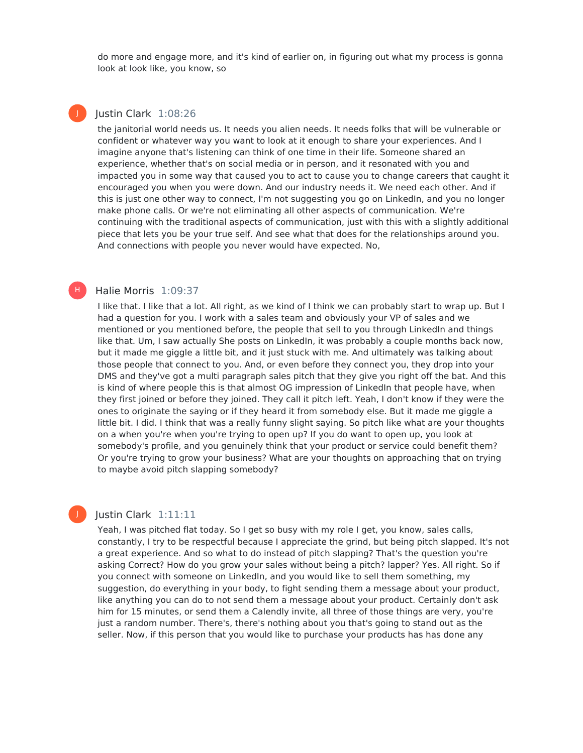do more and engage more, and it's kind of earlier on, in figuring out what my process is gonna look at look like, you know, so

**Justin Clark** 1:08:26

the janitorial world needs us. It needs you alien needs. It needs folks that will be vulnerable or confident or whatever way you want to look at it enough to share your experiences. And I imagine anyone that's listening can think of one time in their life. Someone shared an experience, whether that's on social media or in person, and it resonated with you and impacted you in some way that caused you to act to cause you to change careers that caught it encouraged you when you were down. And our industry needs it. We need each other. And if this is just one other way to connect, I'm not suggesting you go on LinkedIn, and you no longer make phone calls. Or we're not eliminating all other aspects of communication. We're continuing with the traditional aspects of communication, just with this with a slightly additional piece that lets you be your true self. And see what that does for the relationships around you. And connections with people you never would have expected. No,

**Halie Morris** 1:09:37

I like that. I like that a lot. All right, as we kind of I think we can probably start to wrap up. But I had a question for you. I work with a sales team and obviously your VP of sales and we mentioned or you mentioned before, the people that sell to you through LinkedIn and things like that. Um, I saw actually She posts on LinkedIn, it was probably a couple months back now, but it made me giggle a little bit, and it just stuck with me. And ultimately was talking about those people that connect to you. And, or even before they connect you, they drop into your DMS and they've got a multi paragraph sales pitch that they give you right off the bat. And this is kind of where people this is that almost OG impression of LinkedIn that people have, when they first joined or before they joined. They call it pitch left. Yeah, I don't know if they were the ones to originate the saying or if they heard it from somebody else. But it made me giggle a little bit. I did. I think that was a really funny slight saying. So pitch like what are your thoughts on a when you're when you're trying to open up? If you do want to open up, you look at somebody's profile, and you genuinely think that your product or service could benefit them? Or you're trying to grow your business? What are your thoughts on approaching that on trying to maybe avoid pitch slapping somebody?

**Justin Clark** 1:11:11

Yeah, I was pitched flat today. So I get so busy with my role I get, you know, sales calls, constantly, I try to be respectful because I appreciate the grind, but being pitch slapped. It's not a great experience. And so what to do instead of pitch slapping? That's the question you're asking Correct? How do you grow your sales without being a pitch? lapper? Yes. All right. So if you connect with someone on LinkedIn, and you would like to sell them something, my suggestion, do everything in your body, to fight sending them a message about your product, like anything you can do to not send them a message about your product. Certainly don't ask him for 15 minutes, or send them a Calendly invite, all three of those things are very, you're just a random number. There's, there's nothing about you that's going to stand out as the seller. Now, if this person that you would like to purchase your products has has done any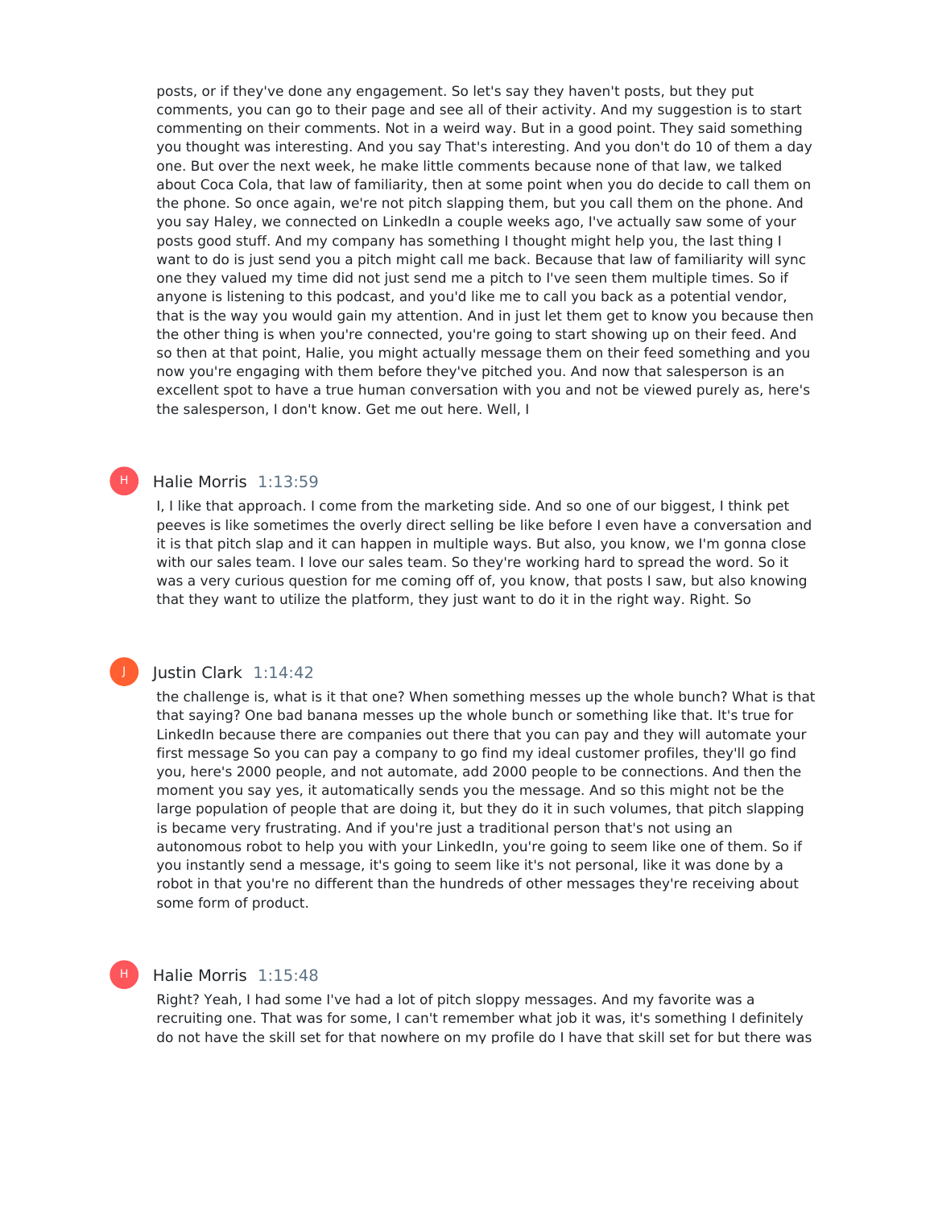posts, or if they've done any engagement. So let's say they haven't posts, but they put comments, you can go to their page and see all of their activity. And my suggestion is to start commenting on their comments. Not in a weird way. But in a good point. They said something you thought was interesting. And you say That's interesting. And you don't do 10 of them a day one. But over the next week, he make little comments because none of that law, we talked about Coca Cola, that law of familiarity, then at some point when you do decide to call them on the phone. So once again, we're not pitch slapping them, but you call them on the phone. And you say Haley, we connected on LinkedIn a couple weeks ago, I've actually saw some of your posts good stuff. And my company has something I thought might help you, the last thing I want to do is just send you a pitch might call me back. Because that law of familiarity will sync one they valued my time did not just send me a pitch to I've seen them multiple times. So if anyone is listening to this podcast, and you'd like me to call you back as a potential vendor, that is the way you would gain my attention. And in just let them get to know you because then the other thing is when you're connected, you're going to start showing up on their feed. And so then at that point, Halie, you might actually message them on their feed something and you now you're engaging with them before they've pitched you. And now that salesperson is an excellent spot to have a true human conversation with you and not be viewed purely as, here's the salesperson, I don't know. Get me out here. Well, I

**Halie Morris** 1:13:59

I, I like that approach. I come from the marketing side. And so one of our biggest, I think pet peeves is like sometimes the overly direct selling be like before I even have a conversation and it is that pitch slap and it can happen in multiple ways. But also, you know, we I'm gonna close with our sales team. I love our sales team. So they're working hard to spread the word. So it was a very curious question for me coming off of, you know, that posts I saw, but also knowing that they want to utilize the platform, they just want to do it in the right way. Right. So

**Justin Clark** 1:14:42

the challenge is, what is it that one? When something messes up the whole bunch? What is that that saying? One bad banana messes up the whole bunch or something like that. It's true for LinkedIn because there are companies out there that you can pay and they will automate your first message So you can pay a company to go find my ideal customer profiles, they'll go find you, here's 2000 people, and not automate, add 2000 people to be connections. And then the moment you say yes, it automatically sends you the message. And so this might not be the large population of people that are doing it, but they do it in such volumes, that pitch slapping is became very frustrating. And if you're just a traditional person that's not using an autonomous robot to help you with your LinkedIn, you're going to seem like one of them. So if you instantly send a message, it's going to seem like it's not personal, like it was done by a robot in that you're no different than the hundreds of other messages they're receiving about some form of product.

**Halie Morris** 1:15:48

Right? Yeah, I had some I've had a lot of pitch sloppy messages. And my favorite was a recruiting one. That was for some, I can't remember what job it was, it's something I definitely do not have the skill set for that nowhere on my profile do I have that skill set for but there was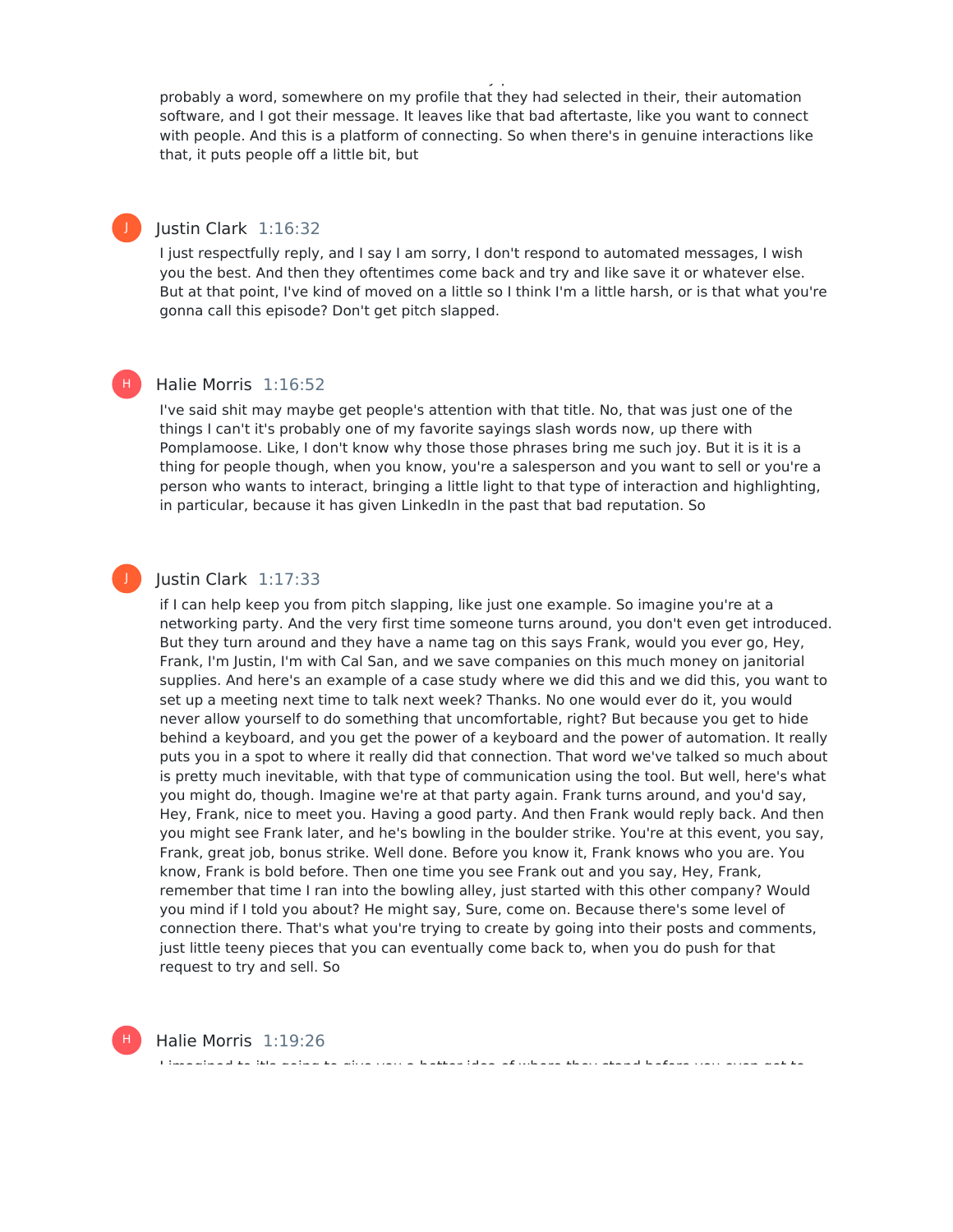probably a word, somewhere on my profile that they had selected in their, their automation software, and I got their message. It leaves like that bad aftertaste, like you want to connect with people. And this is a platform of connecting. So when there's in genuine interactions like that, it puts people off a little bit, but

**Justin Clark** 1:16:32

I just respectfully reply, and I say I am sorry, I don't respond to automated messages, I wish you the best. And then they oftentimes come back and try and like save it or whatever else. But at that point, I've kind of moved on a little so I think I'm a little harsh, or is that what you're gonna call this episode? Don't get pitch slapped.

**Halie Morris** 1:16:52

I've said shit may maybe get people's attention with that title. No, that was just one of the things I can't it's probably one of my favorite sayings slash words now, up there with Pomplamoose. Like, I don't know why those those phrases bring me such joy. But it is it is a thing for people though, when you know, you're a salesperson and you want to sell or you're a person who wants to interact, bringing a little light to that type of interaction and highlighting, in particular, because it has given LinkedIn in the past that bad reputation. So

**Justin Clark** 1:17:33

if I can help keep you from pitch slapping, like just one example. So imagine you're at a networking party. And the very first time someone turns around, you don't even get introduced. But they turn around and they have a name tag on this says Frank, would you ever go, Hey, Frank, I'm Justin, I'm with Cal San, and we save companies on this much money on janitorial supplies. And here's an example of a case study where we did this and we did this, you want to set up a meeting next time to talk next week? Thanks. No one would ever do it, you would never allow yourself to do something that uncomfortable, right? But because you get to hide behind a keyboard, and you get the power of a keyboard and the power of automation. It really puts you in a spot to where it really did that connection. That word we've talked so much about is pretty much inevitable, with that type of communication using the tool. But well, here's what you might do, though. Imagine we're at that party again. Frank turns around, and you'd say, Hey, Frank, nice to meet you. Having a good party. And then Frank would reply back. And then you might see Frank later, and he's bowling in the boulder strike. You're at this event, you say, Frank, great job, bonus strike. Well done. Before you know it, Frank knows who you are. You know, Frank is bold before. Then one time you see Frank out and you say, Hey, Frank, remember that time I ran into the bowling alley, just started with this other company? Would you mind if I told you about? He might say, Sure, come on. Because there's some level of connection there. That's what you're trying to create by going into their posts and comments, just little teeny pieces that you can eventually come back to, when you do push for that request to try and sell. So

**Halie Morris** 1:19:26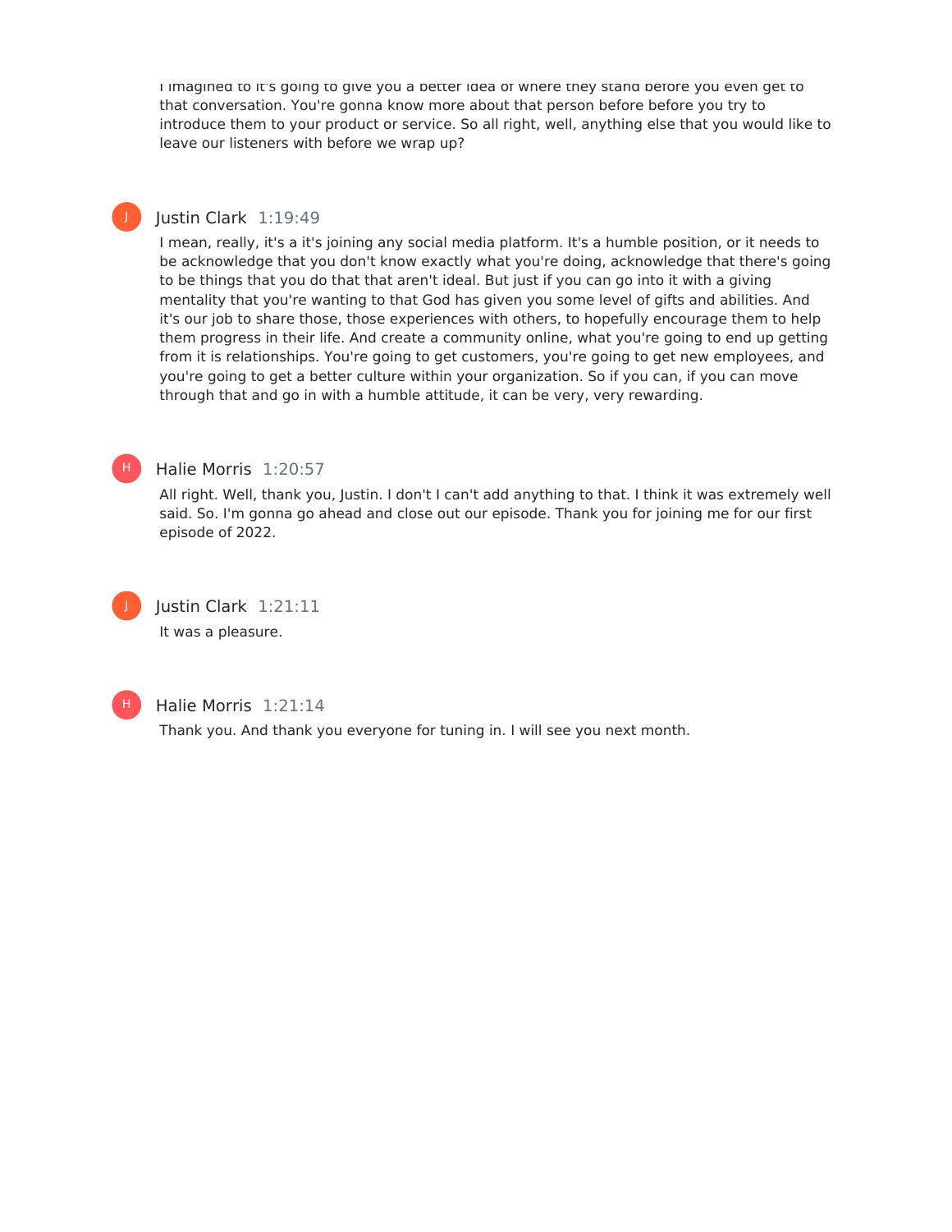I imagined to it's going to give you a better idea of where they stand before you even get to that conversation. You're gonna know more about that person before before you try to introduce them to your product or service. So all right, well, anything else that you would like to leave our listeners with before we wrap up?

J **Justin Clark** 1:19:49

I mean, really, it's a it's joining any social media platform. It's a humble position, or it needs to be acknowledge that you don't know exactly what you're doing, acknowledge that there's going to be things that you do that that aren't ideal. But just if you can go into it with a giving mentality that you're wanting to that God has given you some level of gifts and abilities. And it's our job to share those, those experiences with others, to hopefully encourage them to help them progress in their life. And create a community online, what you're going to end up getting from it is relationships. You're going to get customers, you're going to get new employees, and you're going to get a better culture within your organization. So if you can, if you can move through that and go in with a humble attitude, it can be very, very rewarding.

H **Halie Morris** 1:20:57

All right. Well, thank you, Justin. I don't I can't add anything to that. I think it was extremely well said. So. I'm gonna go ahead and close out our episode. Thank you for joining me for our first episode of 2022.

J **Justin Clark** 1:21:11

It was a pleasure.

H **Halie Morris** 1:21:14

Thank you. And thank you everyone for tuning in. I will see you next month.